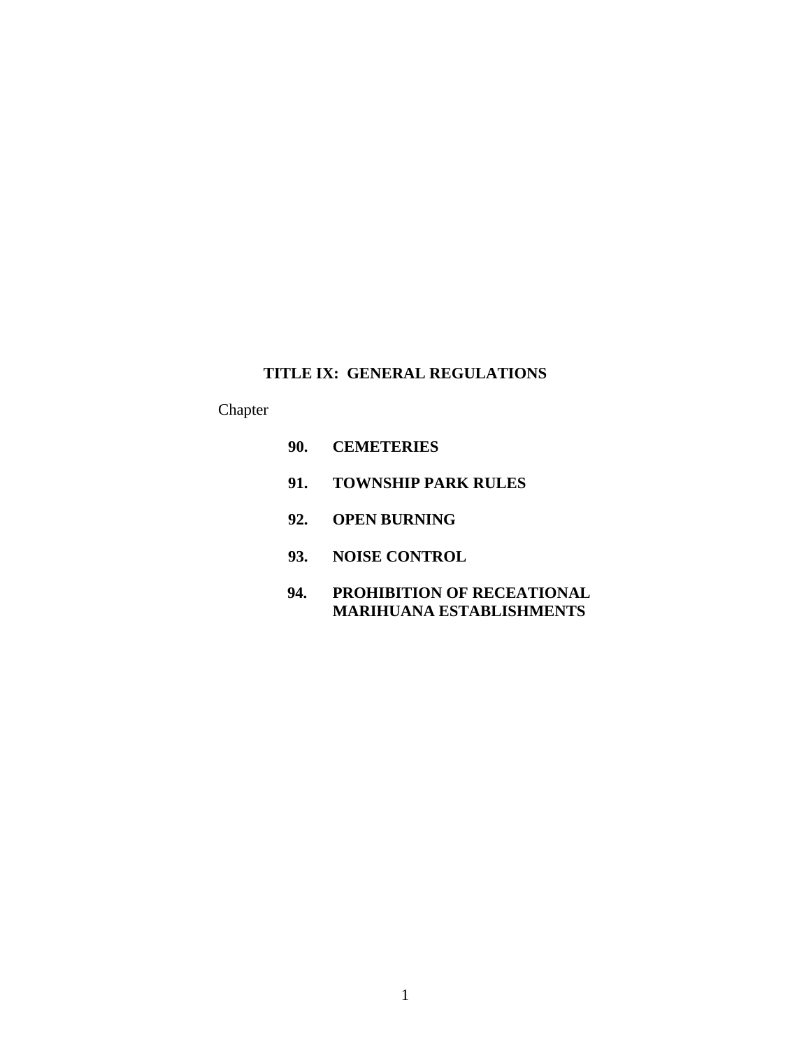# TITLE IX: GENERAL REGULATIONS

Chapter

**90. CEMETERIES**

**91. TOWNSHIP PARK RULES**

**92. OPEN BURNING**

**93. NOISE CONTROL**

**94. PROHIBITION OF RECEATIONAL MARIHUANA ESTABLISHMENTS**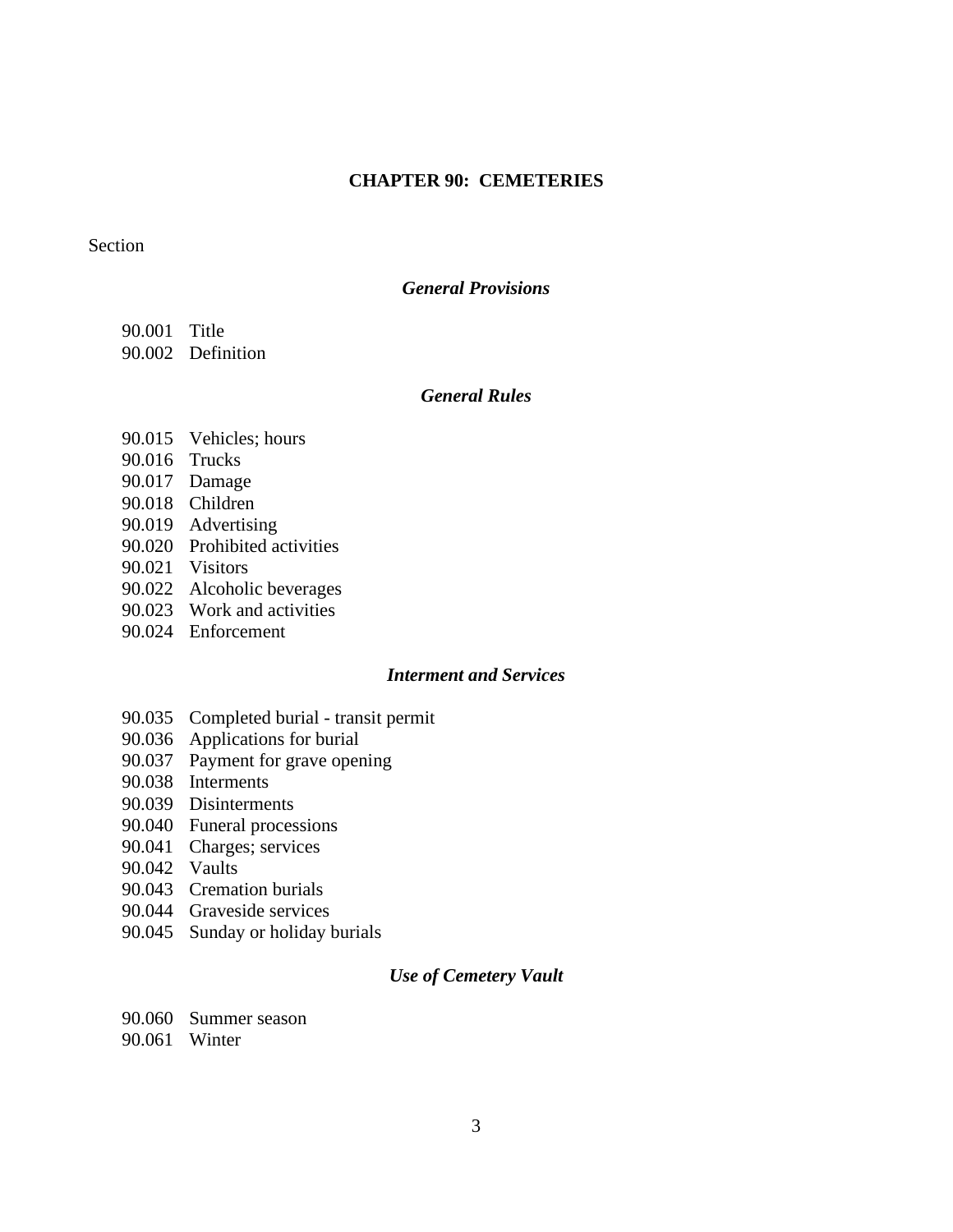# CHAPTER 90: CEMETERIES

Section

### *General Provisions*

90.001 Title
90.002 Definition

### *General Rules*

90.015 Vehicles; hours
90.016 Trucks
90.017 Damage
90.018 Children
90.019 Advertising
90.020 Prohibited activities
90.021 Visitors
90.022 Alcoholic beverages
90.023 Work and activities
90.024 Enforcement

### *Interment and Services*

90.035 Completed burial - transit permit
90.036 Applications for burial
90.037 Payment for grave opening
90.038 Interments
90.039 Disinterments
90.040 Funeral processions
90.041 Charges; services
90.042 Vaults
90.043 Cremation burials
90.044 Graveside services
90.045 Sunday or holiday burials

### *Use of Cemetery Vault*

90.060 Summer season
90.061 Winter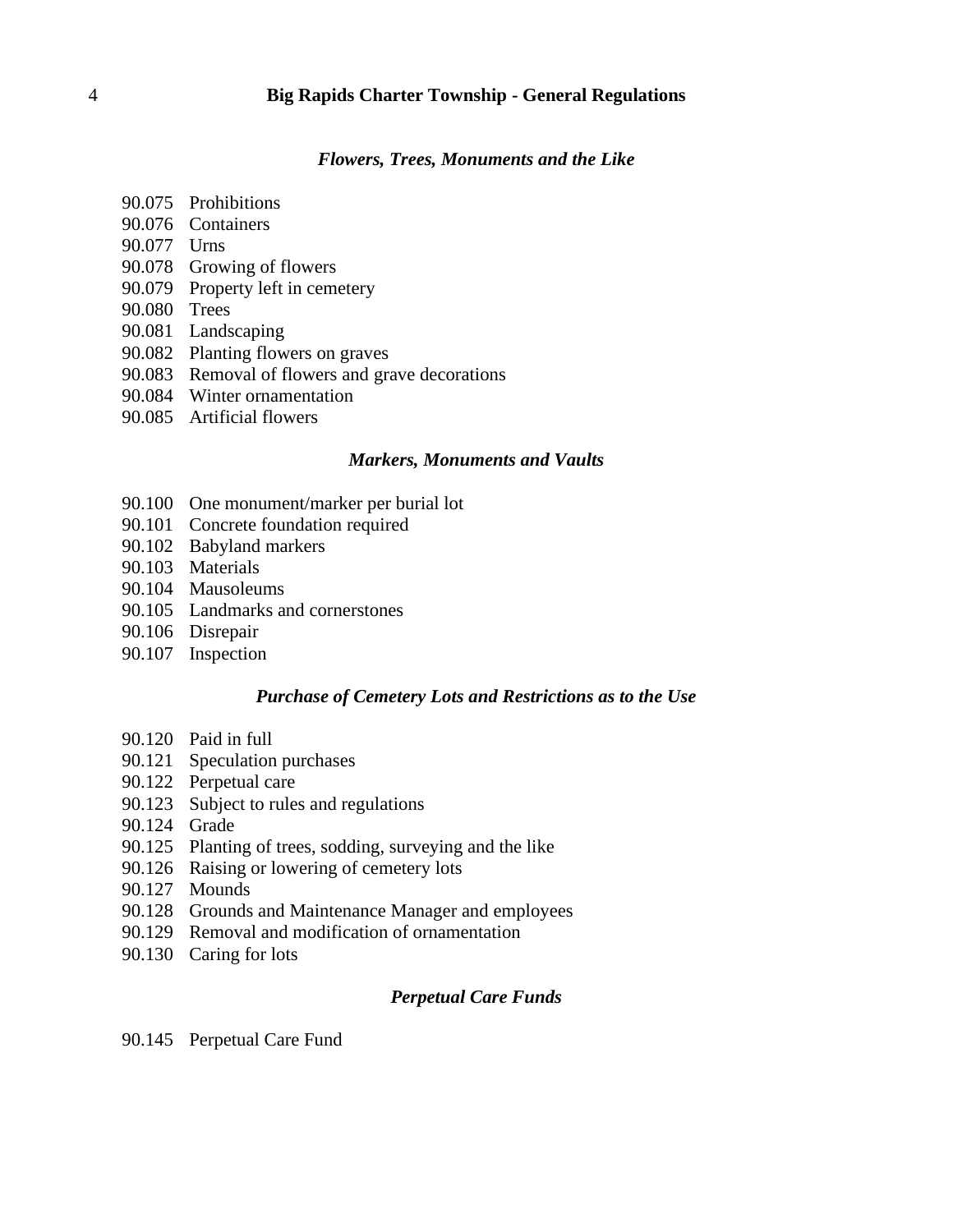### *Flowers, Trees, Monuments and the Like*

90.075 Prohibitions
90.076 Containers
90.077 Urns
90.078 Growing of flowers
90.079 Property left in cemetery
90.080 Trees
90.081 Landscaping
90.082 Planting flowers on graves
90.083 Removal of flowers and grave decorations
90.084 Winter ornamentation
90.085 Artificial flowers

### *Markers, Monuments and Vaults*

90.100 One monument/marker per burial lot
90.101 Concrete foundation required
90.102 Babyland markers
90.103 Materials
90.104 Mausoleums
90.105 Landmarks and cornerstones
90.106 Disrepair
90.107 Inspection

### *Purchase of Cemetery Lots and Restrictions as to the Use*

90.120 Paid in full
90.121 Speculation purchases
90.122 Perpetual care
90.123 Subject to rules and regulations
90.124 Grade
90.125 Planting of trees, sodding, surveying and the like
90.126 Raising or lowering of cemetery lots
90.127 Mounds
90.128 Grounds and Maintenance Manager and employees
90.129 Removal and modification of ornamentation
90.130 Caring for lots

### *Perpetual Care Funds*

90.145 Perpetual Care Fund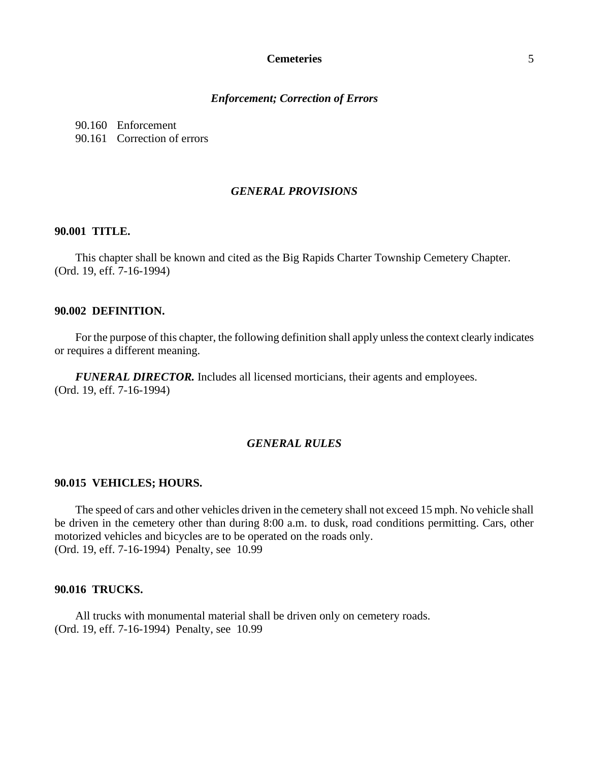### *Enforcement; Correction of Errors*

90.160 Enforcement
90.161 Correction of errors

## *GENERAL PROVISIONS*

### 90.001 TITLE.

This chapter shall be known and cited as the Big Rapids Charter Township Cemetery Chapter.
(Ord. 19, eff. 7-16-1994)

### 90.002 DEFINITION.

For the purpose of this chapter, the following definition shall apply unless the context clearly indicates or requires a different meaning.

***FUNERAL DIRECTOR.*** Includes all licensed morticians, their agents and employees.
(Ord. 19, eff. 7-16-1994)

## *GENERAL RULES*

### 90.015 VEHICLES; HOURS.

The speed of cars and other vehicles driven in the cemetery shall not exceed 15 mph. No vehicle shall be driven in the cemetery other than during 8:00 a.m. to dusk, road conditions permitting. Cars, other motorized vehicles and bicycles are to be operated on the roads only.
(Ord. 19, eff. 7-16-1994) Penalty, see 10.99

### 90.016 TRUCKS.

All trucks with monumental material shall be driven only on cemetery roads.
(Ord. 19, eff. 7-16-1994) Penalty, see 10.99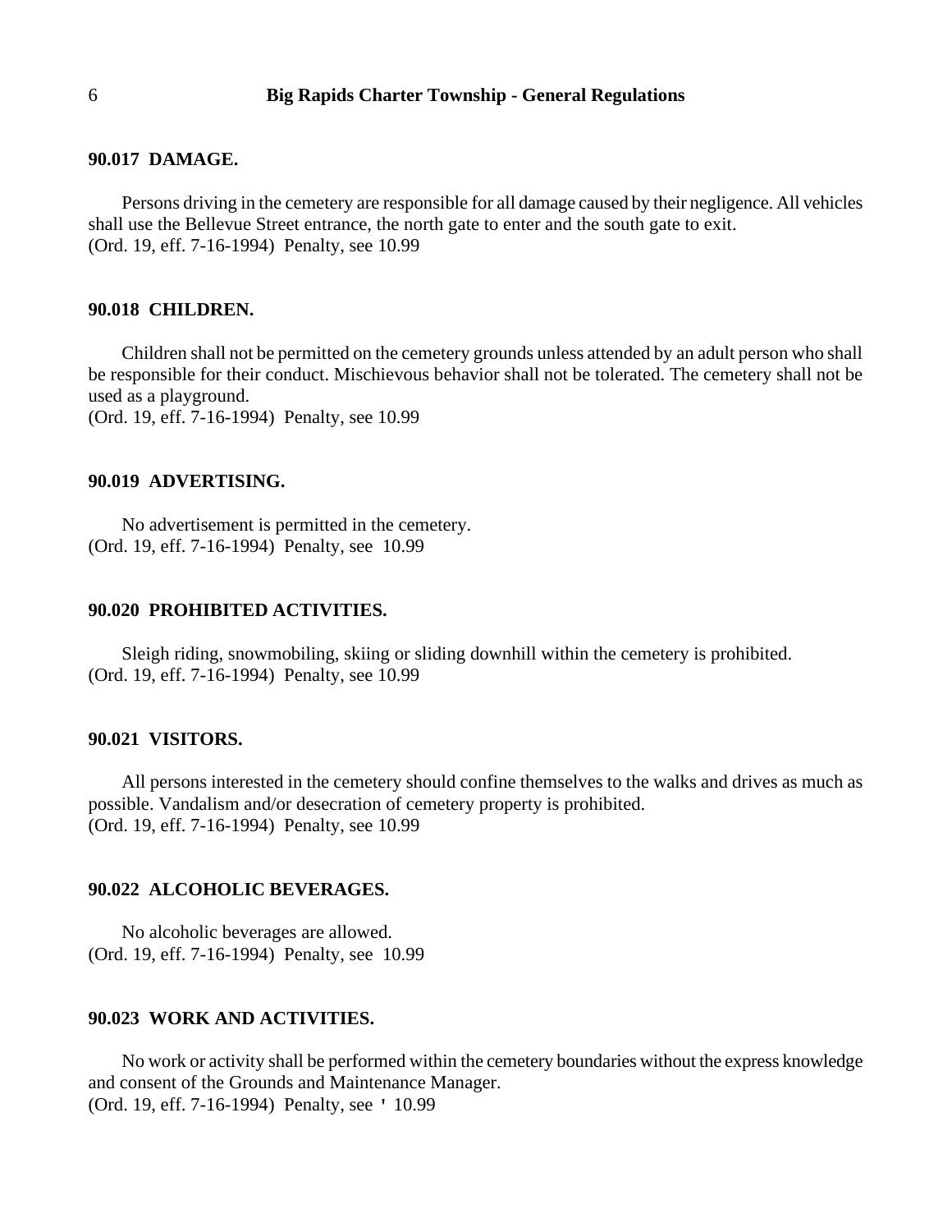### 90.017 DAMAGE.

Persons driving in the cemetery are responsible for all damage caused by their negligence. All vehicles shall use the Bellevue Street entrance, the north gate to enter and the south gate to exit.
(Ord. 19, eff. 7-16-1994) Penalty, see 10.99

### 90.018 CHILDREN.

Children shall not be permitted on the cemetery grounds unless attended by an adult person who shall be responsible for their conduct. Mischievous behavior shall not be tolerated. The cemetery shall not be used as a playground.
(Ord. 19, eff. 7-16-1994) Penalty, see 10.99

### 90.019 ADVERTISING.

No advertisement is permitted in the cemetery.
(Ord. 19, eff. 7-16-1994) Penalty, see 10.99

### 90.020 PROHIBITED ACTIVITIES.

Sleigh riding, snowmobiling, skiing or sliding downhill within the cemetery is prohibited.
(Ord. 19, eff. 7-16-1994) Penalty, see 10.99

### 90.021 VISITORS.

All persons interested in the cemetery should confine themselves to the walks and drives as much as possible. Vandalism and/or desecration of cemetery property is prohibited.
(Ord. 19, eff. 7-16-1994) Penalty, see 10.99

### 90.022 ALCOHOLIC BEVERAGES.

No alcoholic beverages are allowed.
(Ord. 19, eff. 7-16-1994) Penalty, see 10.99

### 90.023 WORK AND ACTIVITIES.

No work or activity shall be performed within the cemetery boundaries without the express knowledge and consent of the Grounds and Maintenance Manager.
(Ord. 19, eff. 7-16-1994) Penalty, see ' 10.99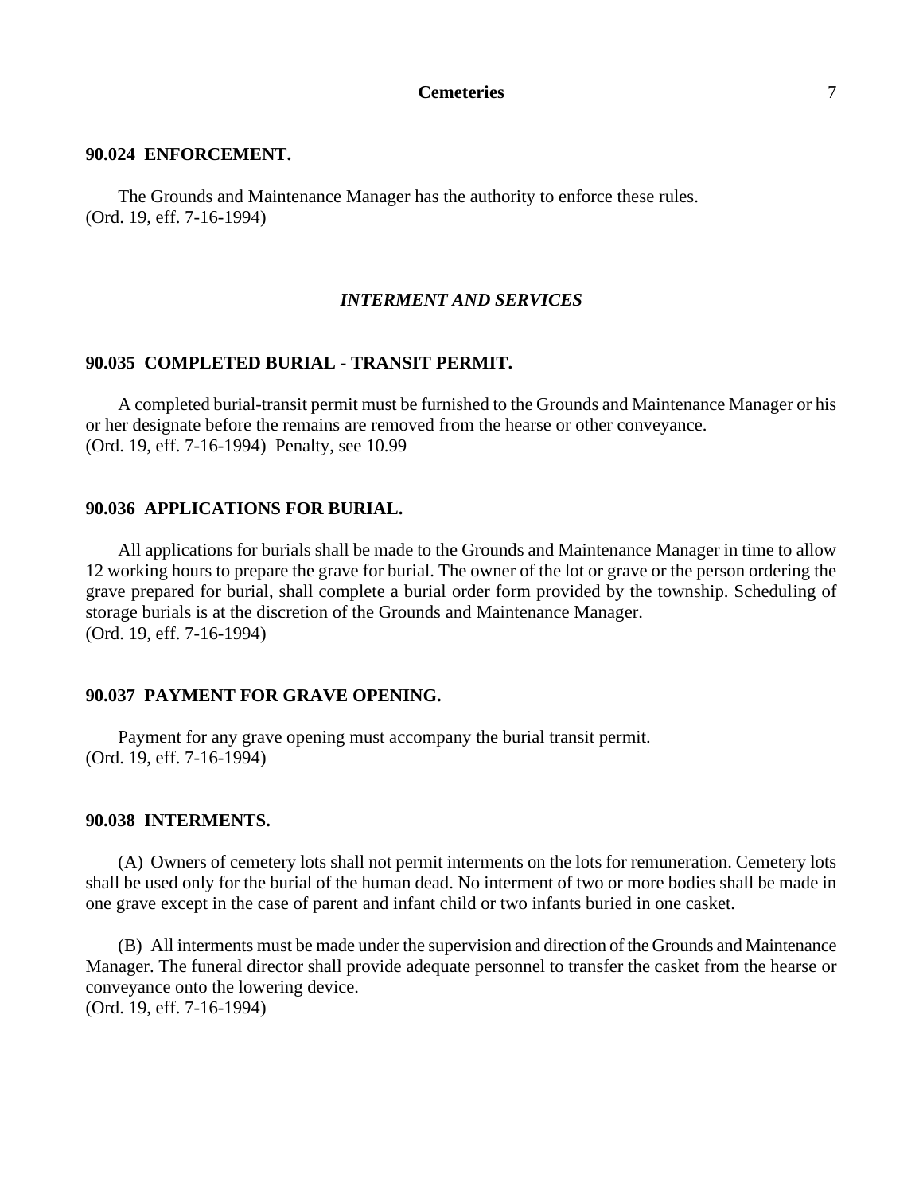### 90.024 ENFORCEMENT.

The Grounds and Maintenance Manager has the authority to enforce these rules.
(Ord. 19, eff. 7-16-1994)

## *INTERMENT AND SERVICES*

### 90.035 COMPLETED BURIAL - TRANSIT PERMIT.

A completed burial-transit permit must be furnished to the Grounds and Maintenance Manager or his or her designate before the remains are removed from the hearse or other conveyance.
(Ord. 19, eff. 7-16-1994) Penalty, see 10.99

### 90.036 APPLICATIONS FOR BURIAL.

All applications for burials shall be made to the Grounds and Maintenance Manager in time to allow 12 working hours to prepare the grave for burial. The owner of the lot or grave or the person ordering the grave prepared for burial, shall complete a burial order form provided by the township. Scheduling of storage burials is at the discretion of the Grounds and Maintenance Manager.
(Ord. 19, eff. 7-16-1994)

### 90.037 PAYMENT FOR GRAVE OPENING.

Payment for any grave opening must accompany the burial transit permit.
(Ord. 19, eff. 7-16-1994)

### 90.038 INTERMENTS.

(A) Owners of cemetery lots shall not permit interments on the lots for remuneration. Cemetery lots shall be used only for the burial of the human dead. No interment of two or more bodies shall be made in one grave except in the case of parent and infant child or two infants buried in one casket.

(B) All interments must be made under the supervision and direction of the Grounds and Maintenance Manager. The funeral director shall provide adequate personnel to transfer the casket from the hearse or conveyance onto the lowering device.
(Ord. 19, eff. 7-16-1994)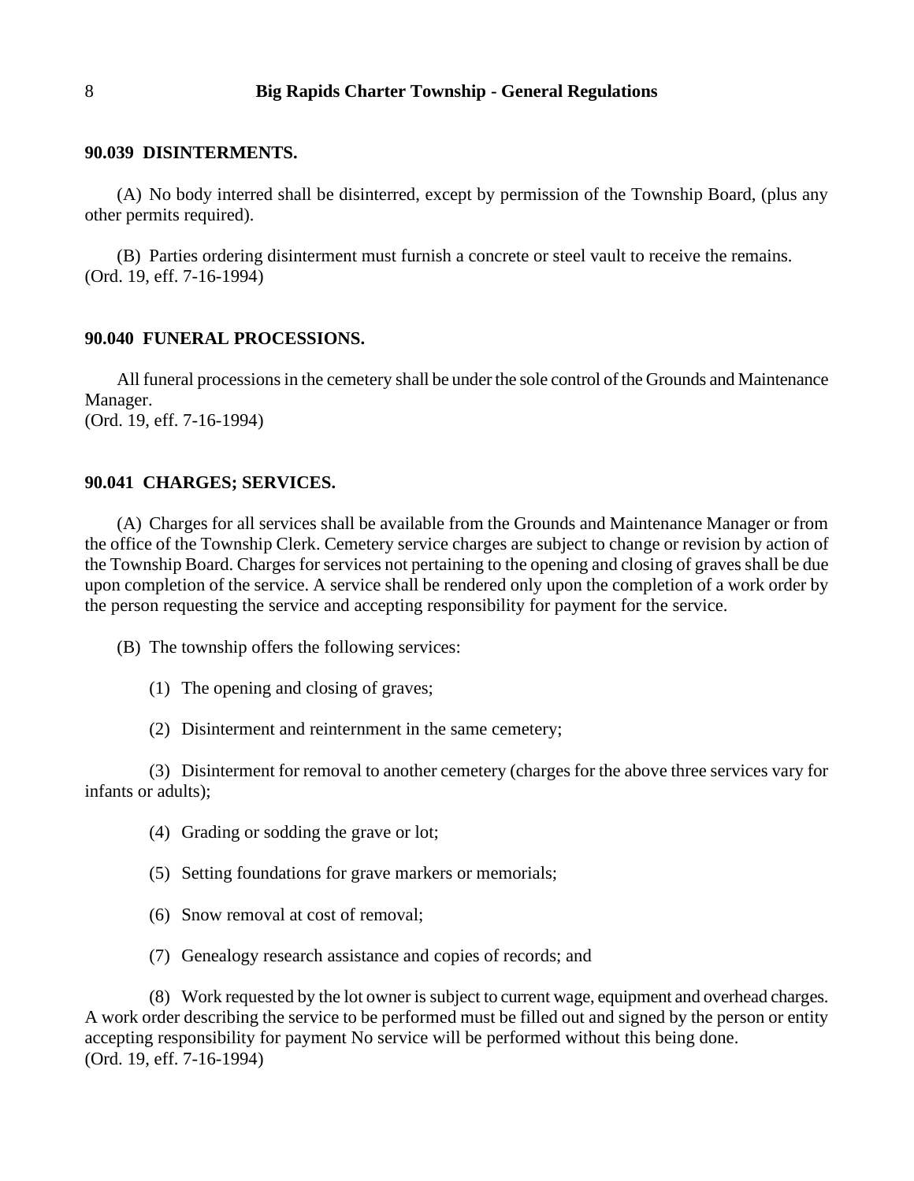#### 90.039 DISINTERMENTS.

(A) No body interred shall be disinterred, except by permission of the Township Board, (plus any other permits required).

(B) Parties ordering disinterment must furnish a concrete or steel vault to receive the remains.
(Ord. 19, eff. 7-16-1994)

#### 90.040 FUNERAL PROCESSIONS.

All funeral processions in the cemetery shall be under the sole control of the Grounds and Maintenance Manager.
(Ord. 19, eff. 7-16-1994)

#### 90.041 CHARGES; SERVICES.

(A) Charges for all services shall be available from the Grounds and Maintenance Manager or from the office of the Township Clerk. Cemetery service charges are subject to change or revision by action of the Township Board. Charges for services not pertaining to the opening and closing of graves shall be due upon completion of the service. A service shall be rendered only upon the completion of a work order by the person requesting the service and accepting responsibility for payment for the service.

(B) The township offers the following services:

(1) The opening and closing of graves;

(2) Disinterment and reinternment in the same cemetery;

(3) Disinterment for removal to another cemetery (charges for the above three services vary for infants or adults);

(4) Grading or sodding the grave or lot;

(5) Setting foundations for grave markers or memorials;

(6) Snow removal at cost of removal;

(7) Genealogy research assistance and copies of records; and

(8) Work requested by the lot owner is subject to current wage, equipment and overhead charges. A work order describing the service to be performed must be filled out and signed by the person or entity accepting responsibility for payment No service will be performed without this being done.
(Ord. 19, eff. 7-16-1994)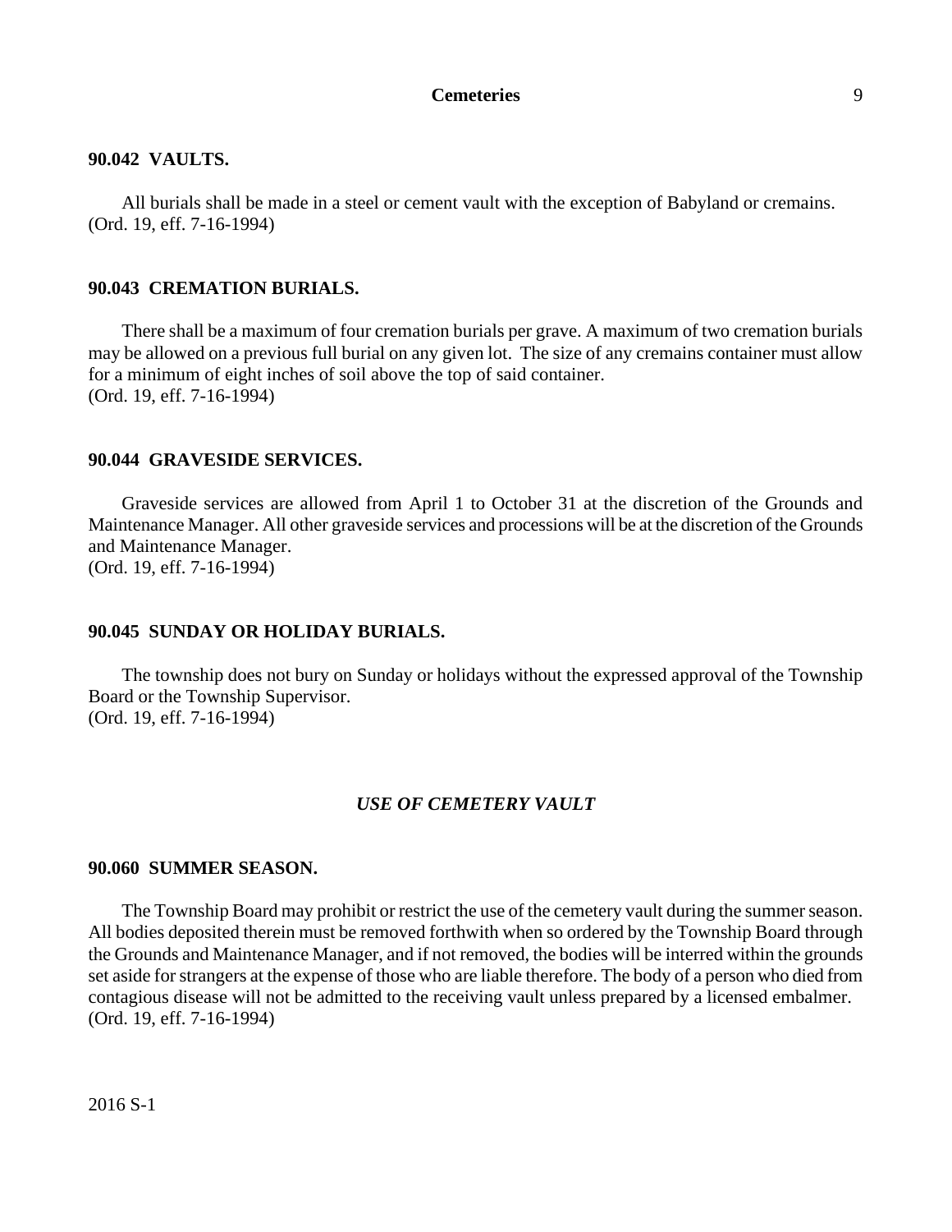### 90.042 VAULTS.

All burials shall be made in a steel or cement vault with the exception of Babyland or cremains.
(Ord. 19, eff. 7-16-1994)

### 90.043 CREMATION BURIALS.

There shall be a maximum of four cremation burials per grave. A maximum of two cremation burials may be allowed on a previous full burial on any given lot. The size of any cremains container must allow for a minimum of eight inches of soil above the top of said container.
(Ord. 19, eff. 7-16-1994)

### 90.044 GRAVESIDE SERVICES.

Graveside services are allowed from April 1 to October 31 at the discretion of the Grounds and Maintenance Manager. All other graveside services and processions will be at the discretion of the Grounds and Maintenance Manager.
(Ord. 19, eff. 7-16-1994)

### 90.045 SUNDAY OR HOLIDAY BURIALS.

The township does not bury on Sunday or holidays without the expressed approval of the Township Board or the Township Supervisor.
(Ord. 19, eff. 7-16-1994)

## *USE OF CEMETERY VAULT*

### 90.060 SUMMER SEASON.

The Township Board may prohibit or restrict the use of the cemetery vault during the summer season. All bodies deposited therein must be removed forthwith when so ordered by the Township Board through the Grounds and Maintenance Manager, and if not removed, the bodies will be interred within the grounds set aside for strangers at the expense of those who are liable therefore. The body of a person who died from contagious disease will not be admitted to the receiving vault unless prepared by a licensed embalmer.
(Ord. 19, eff. 7-16-1994)

2016 S-1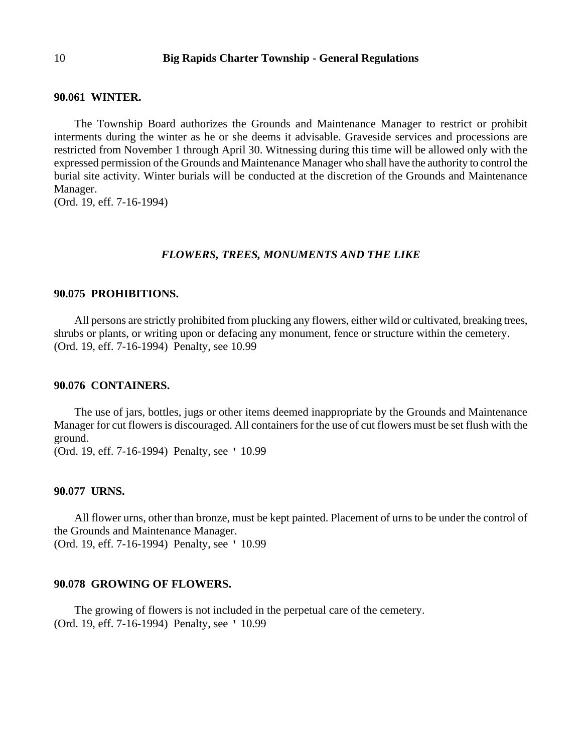### 90.061 WINTER.

The Township Board authorizes the Grounds and Maintenance Manager to restrict or prohibit interments during the winter as he or she deems it advisable. Graveside services and processions are restricted from November 1 through April 30. Witnessing during this time will be allowed only with the expressed permission of the Grounds and Maintenance Manager who shall have the authority to control the burial site activity. Winter burials will be conducted at the discretion of the Grounds and Maintenance Manager.
(Ord. 19, eff. 7-16-1994)

## *FLOWERS, TREES, MONUMENTS AND THE LIKE*

### 90.075 PROHIBITIONS.

All persons are strictly prohibited from plucking any flowers, either wild or cultivated, breaking trees, shrubs or plants, or writing upon or defacing any monument, fence or structure within the cemetery.
(Ord. 19, eff. 7-16-1994) Penalty, see 10.99

### 90.076 CONTAINERS.

The use of jars, bottles, jugs or other items deemed inappropriate by the Grounds and Maintenance Manager for cut flowers is discouraged. All containers for the use of cut flowers must be set flush with the ground.
(Ord. 19, eff. 7-16-1994) Penalty, see ' 10.99

### 90.077 URNS.

All flower urns, other than bronze, must be kept painted. Placement of urns to be under the control of the Grounds and Maintenance Manager.
(Ord. 19, eff. 7-16-1994) Penalty, see ' 10.99

### 90.078 GROWING OF FLOWERS.

The growing of flowers is not included in the perpetual care of the cemetery.
(Ord. 19, eff. 7-16-1994) Penalty, see ' 10.99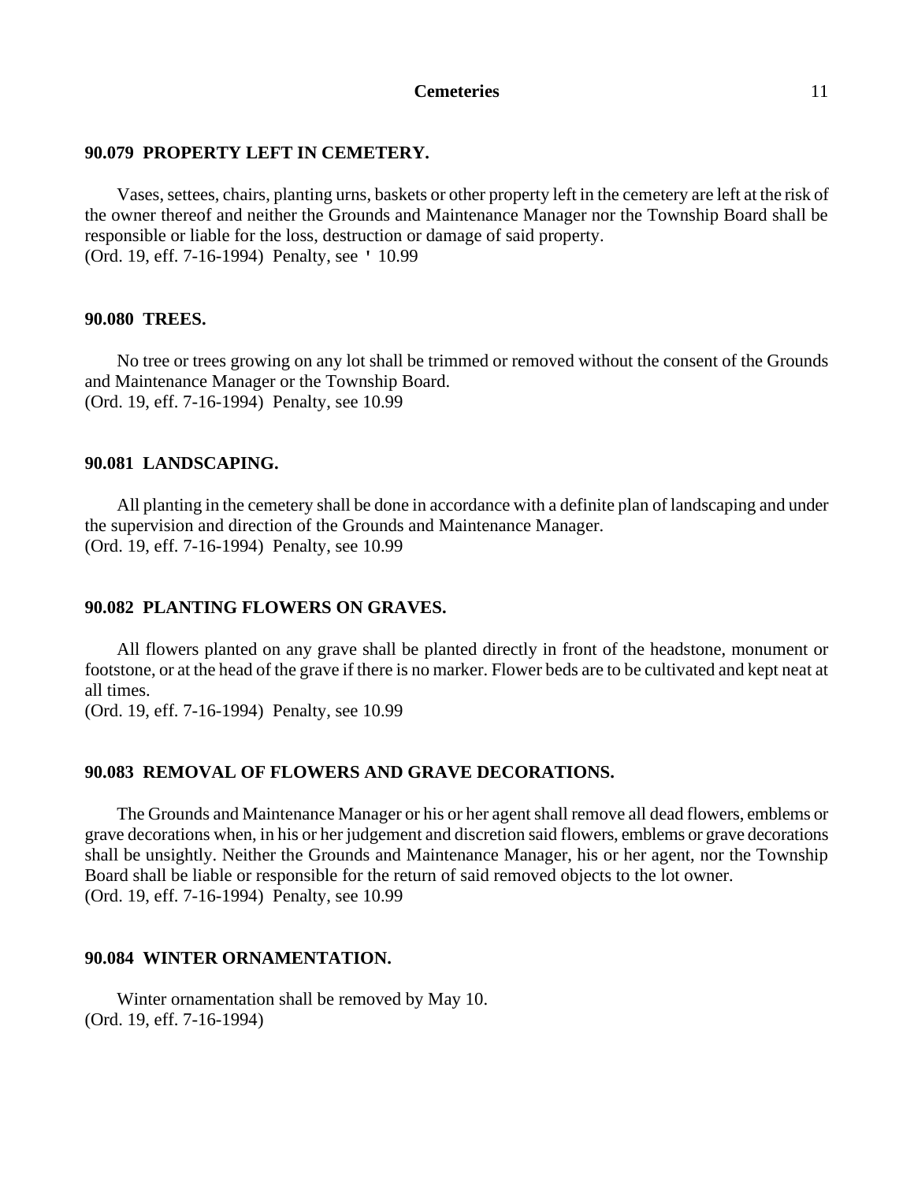### 90.079 PROPERTY LEFT IN CEMETERY.

Vases, settees, chairs, planting urns, baskets or other property left in the cemetery are left at the risk of the owner thereof and neither the Grounds and Maintenance Manager nor the Township Board shall be responsible or liable for the loss, destruction or damage of said property.
(Ord. 19, eff. 7-16-1994) Penalty, see ' 10.99

### 90.080 TREES.

No tree or trees growing on any lot shall be trimmed or removed without the consent of the Grounds and Maintenance Manager or the Township Board.
(Ord. 19, eff. 7-16-1994) Penalty, see 10.99

### 90.081 LANDSCAPING.

All planting in the cemetery shall be done in accordance with a definite plan of landscaping and under the supervision and direction of the Grounds and Maintenance Manager.
(Ord. 19, eff. 7-16-1994) Penalty, see 10.99

### 90.082 PLANTING FLOWERS ON GRAVES.

All flowers planted on any grave shall be planted directly in front of the headstone, monument or footstone, or at the head of the grave if there is no marker. Flower beds are to be cultivated and kept neat at all times.
(Ord. 19, eff. 7-16-1994) Penalty, see 10.99

### 90.083 REMOVAL OF FLOWERS AND GRAVE DECORATIONS.

The Grounds and Maintenance Manager or his or her agent shall remove all dead flowers, emblems or grave decorations when, in his or her judgement and discretion said flowers, emblems or grave decorations shall be unsightly. Neither the Grounds and Maintenance Manager, his or her agent, nor the Township Board shall be liable or responsible for the return of said removed objects to the lot owner.
(Ord. 19, eff. 7-16-1994) Penalty, see 10.99

### 90.084 WINTER ORNAMENTATION.

Winter ornamentation shall be removed by May 10.
(Ord. 19, eff. 7-16-1994)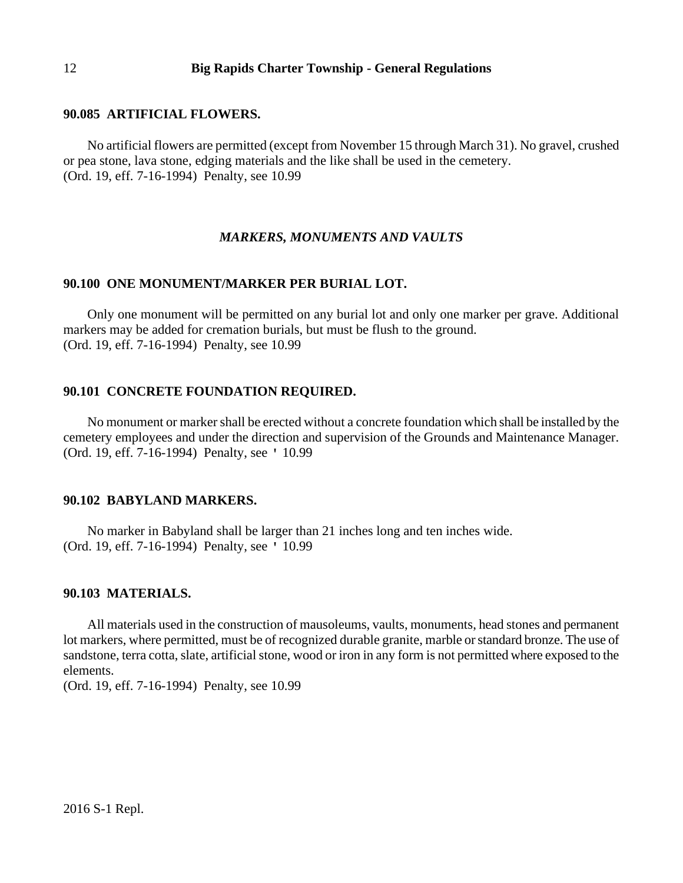### 90.085 ARTIFICIAL FLOWERS.

No artificial flowers are permitted (except from November 15 through March 31). No gravel, crushed or pea stone, lava stone, edging materials and the like shall be used in the cemetery.
(Ord. 19, eff. 7-16-1994) Penalty, see 10.99

## *MARKERS, MONUMENTS AND VAULTS*

### 90.100 ONE MONUMENT/MARKER PER BURIAL LOT.

Only one monument will be permitted on any burial lot and only one marker per grave. Additional markers may be added for cremation burials, but must be flush to the ground.
(Ord. 19, eff. 7-16-1994) Penalty, see 10.99

### 90.101 CONCRETE FOUNDATION REQUIRED.

No monument or marker shall be erected without a concrete foundation which shall be installed by the cemetery employees and under the direction and supervision of the Grounds and Maintenance Manager.
(Ord. 19, eff. 7-16-1994) Penalty, see ' 10.99

### 90.102 BABYLAND MARKERS.

No marker in Babyland shall be larger than 21 inches long and ten inches wide.
(Ord. 19, eff. 7-16-1994) Penalty, see ' 10.99

### 90.103 MATERIALS.

All materials used in the construction of mausoleums, vaults, monuments, head stones and permanent lot markers, where permitted, must be of recognized durable granite, marble or standard bronze. The use of sandstone, terra cotta, slate, artificial stone, wood or iron in any form is not permitted where exposed to the elements.
(Ord. 19, eff. 7-16-1994) Penalty, see 10.99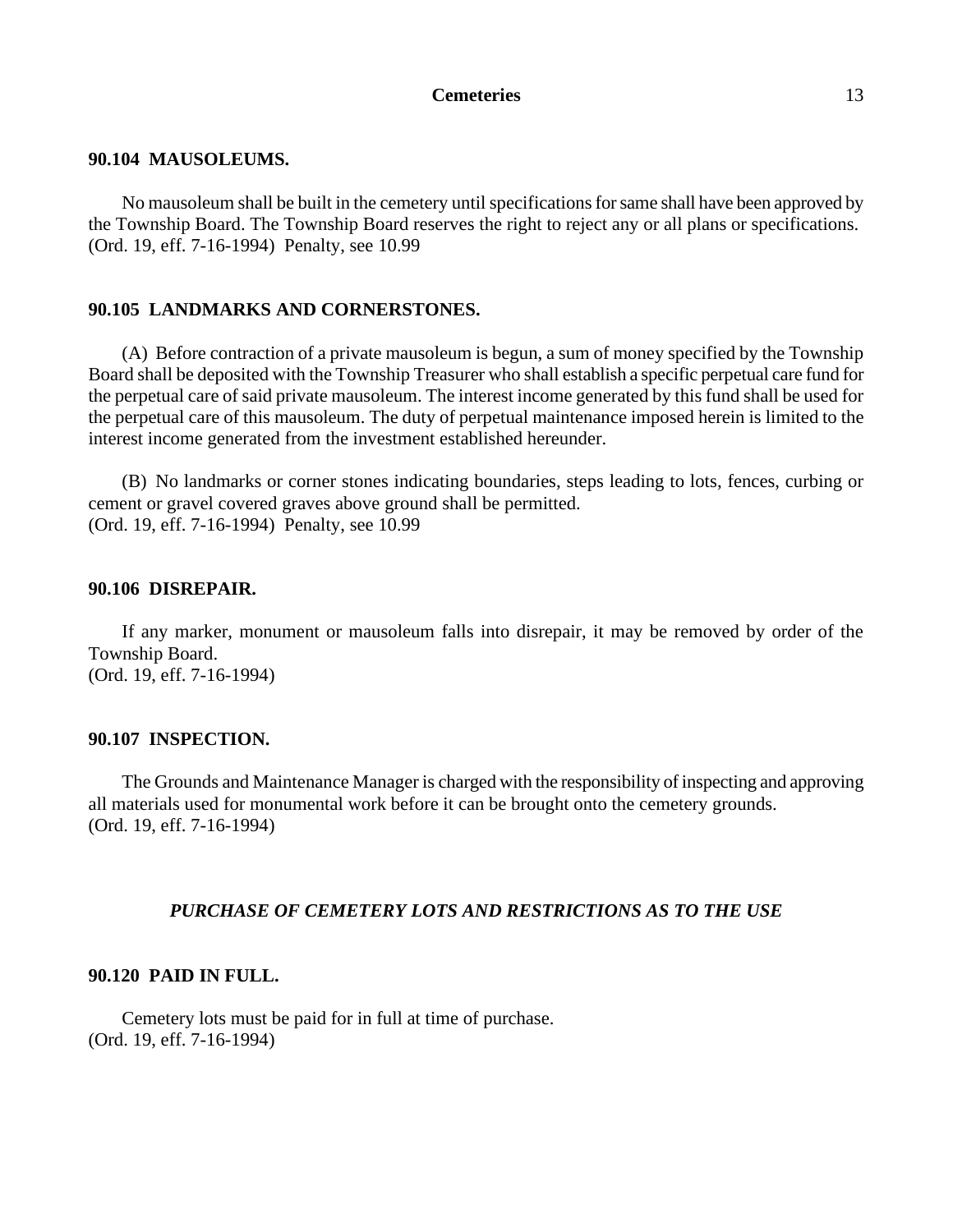### 90.104 MAUSOLEUMS.

No mausoleum shall be built in the cemetery until specifications for same shall have been approved by the Township Board. The Township Board reserves the right to reject any or all plans or specifications.
(Ord. 19, eff. 7-16-1994) Penalty, see 10.99

### 90.105 LANDMARKS AND CORNERSTONES.

(A) Before contraction of a private mausoleum is begun, a sum of money specified by the Township Board shall be deposited with the Township Treasurer who shall establish a specific perpetual care fund for the perpetual care of said private mausoleum. The interest income generated by this fund shall be used for the perpetual care of this mausoleum. The duty of perpetual maintenance imposed herein is limited to the interest income generated from the investment established hereunder.

(B) No landmarks or corner stones indicating boundaries, steps leading to lots, fences, curbing or cement or gravel covered graves above ground shall be permitted.
(Ord. 19, eff. 7-16-1994) Penalty, see 10.99

### 90.106 DISREPAIR.

If any marker, monument or mausoleum falls into disrepair, it may be removed by order of the Township Board.
(Ord. 19, eff. 7-16-1994)

### 90.107 INSPECTION.

The Grounds and Maintenance Manager is charged with the responsibility of inspecting and approving all materials used for monumental work before it can be brought onto the cemetery grounds.
(Ord. 19, eff. 7-16-1994)

## *PURCHASE OF CEMETERY LOTS AND RESTRICTIONS AS TO THE USE*

### 90.120 PAID IN FULL.

Cemetery lots must be paid for in full at time of purchase.
(Ord. 19, eff. 7-16-1994)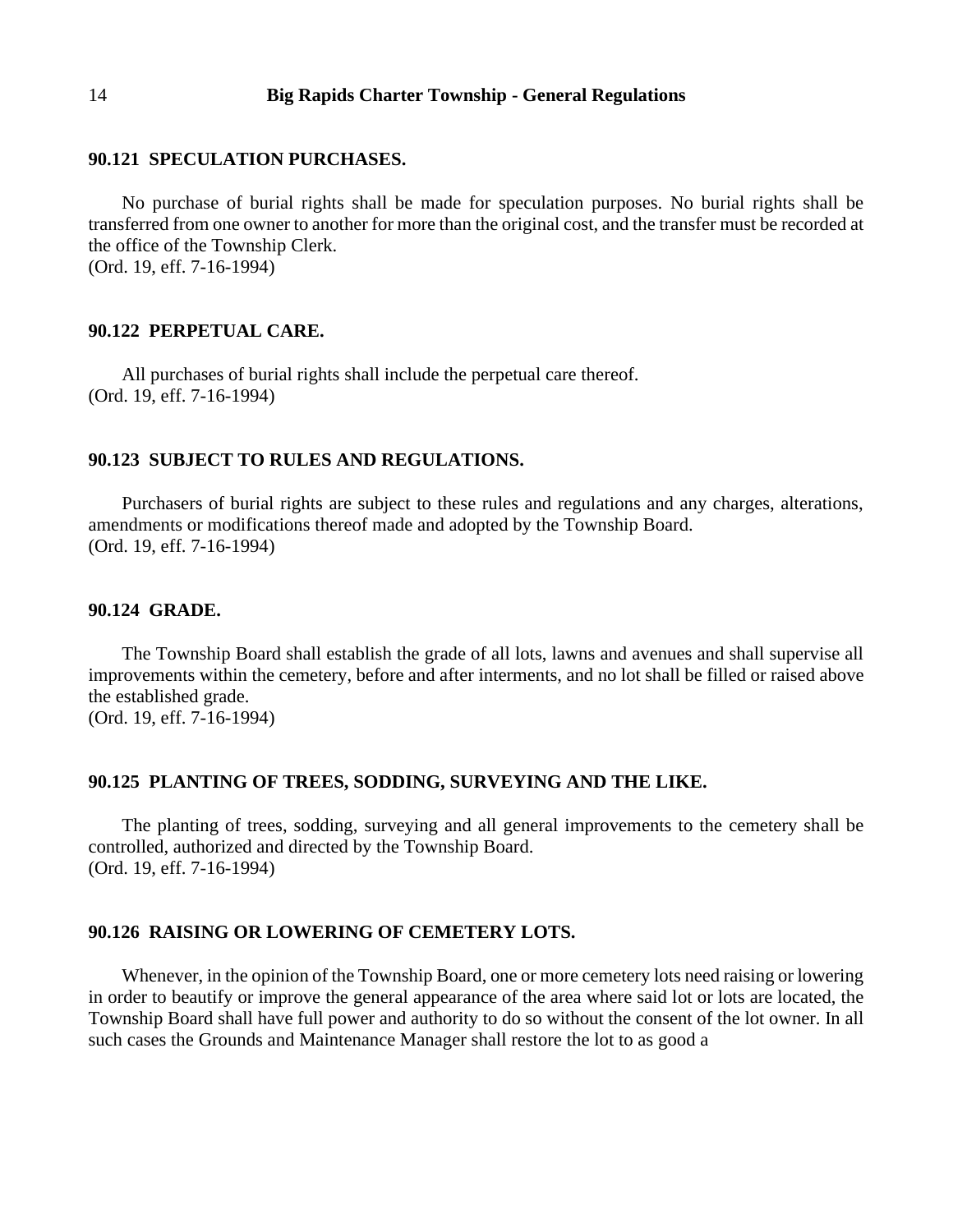### 90.121 SPECULATION PURCHASES.

No purchase of burial rights shall be made for speculation purposes. No burial rights shall be transferred from one owner to another for more than the original cost, and the transfer must be recorded at the office of the Township Clerk.
(Ord. 19, eff. 7-16-1994)

### 90.122 PERPETUAL CARE.

All purchases of burial rights shall include the perpetual care thereof.
(Ord. 19, eff. 7-16-1994)

### 90.123 SUBJECT TO RULES AND REGULATIONS.

Purchasers of burial rights are subject to these rules and regulations and any charges, alterations, amendments or modifications thereof made and adopted by the Township Board.
(Ord. 19, eff. 7-16-1994)

### 90.124 GRADE.

The Township Board shall establish the grade of all lots, lawns and avenues and shall supervise all improvements within the cemetery, before and after interments, and no lot shall be filled or raised above the established grade.
(Ord. 19, eff. 7-16-1994)

### 90.125 PLANTING OF TREES, SODDING, SURVEYING AND THE LIKE.

The planting of trees, sodding, surveying and all general improvements to the cemetery shall be controlled, authorized and directed by the Township Board.
(Ord. 19, eff. 7-16-1994)

### 90.126 RAISING OR LOWERING OF CEMETERY LOTS.

Whenever, in the opinion of the Township Board, one or more cemetery lots need raising or lowering in order to beautify or improve the general appearance of the area where said lot or lots are located, the Township Board shall have full power and authority to do so without the consent of the lot owner. In all such cases the Grounds and Maintenance Manager shall restore the lot to as good a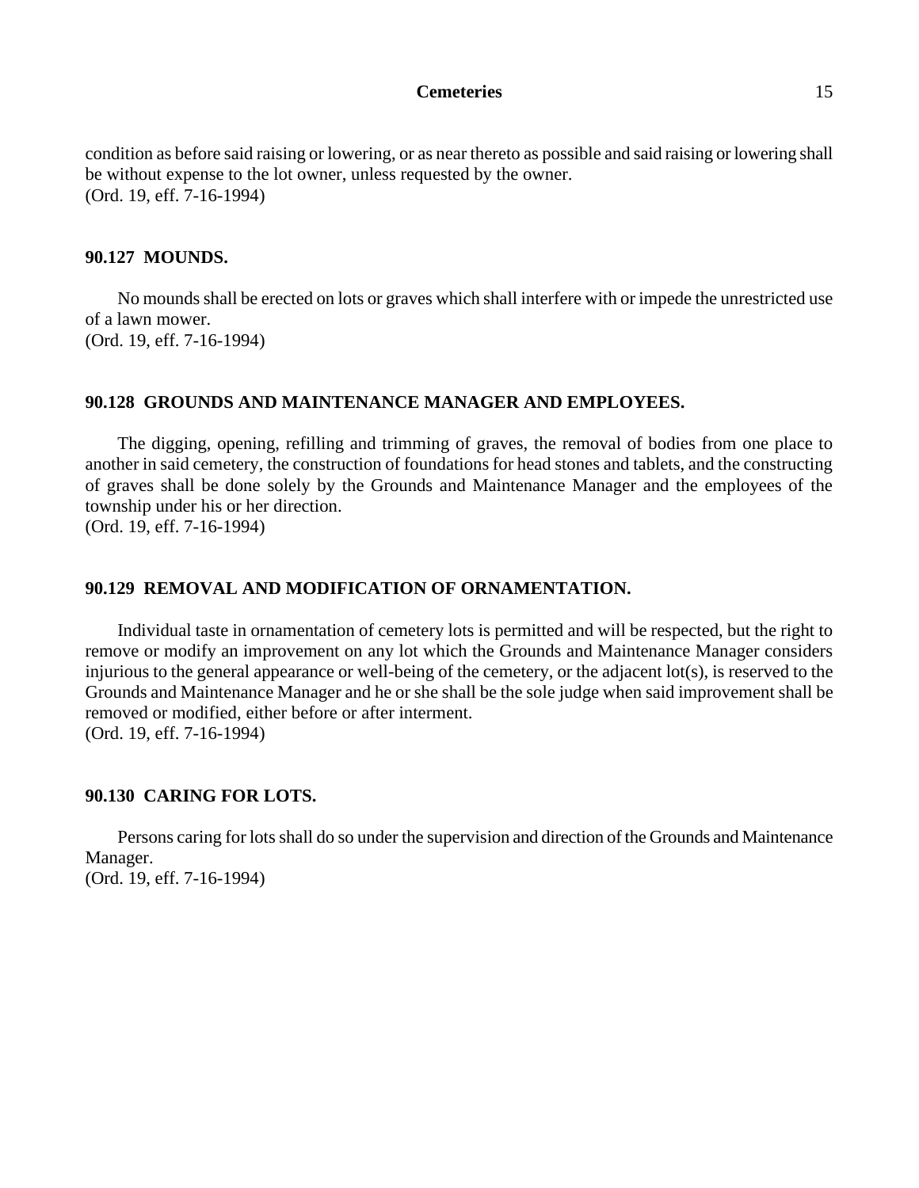condition as before said raising or lowering, or as near thereto as possible and said raising or lowering shall be without expense to the lot owner, unless requested by the owner.
(Ord. 19, eff. 7-16-1994)

## 90.127 MOUNDS.

No mounds shall be erected on lots or graves which shall interfere with or impede the unrestricted use of a lawn mower.
(Ord. 19, eff. 7-16-1994)

## 90.128 GROUNDS AND MAINTENANCE MANAGER AND EMPLOYEES.

The digging, opening, refilling and trimming of graves, the removal of bodies from one place to another in said cemetery, the construction of foundations for head stones and tablets, and the constructing of graves shall be done solely by the Grounds and Maintenance Manager and the employees of the township under his or her direction.
(Ord. 19, eff. 7-16-1994)

## 90.129 REMOVAL AND MODIFICATION OF ORNAMENTATION.

Individual taste in ornamentation of cemetery lots is permitted and will be respected, but the right to remove or modify an improvement on any lot which the Grounds and Maintenance Manager considers injurious to the general appearance or well-being of the cemetery, or the adjacent lot(s), is reserved to the Grounds and Maintenance Manager and he or she shall be the sole judge when said improvement shall be removed or modified, either before or after interment.
(Ord. 19, eff. 7-16-1994)

## 90.130 CARING FOR LOTS.

Persons caring for lots shall do so under the supervision and direction of the Grounds and Maintenance Manager.
(Ord. 19, eff. 7-16-1994)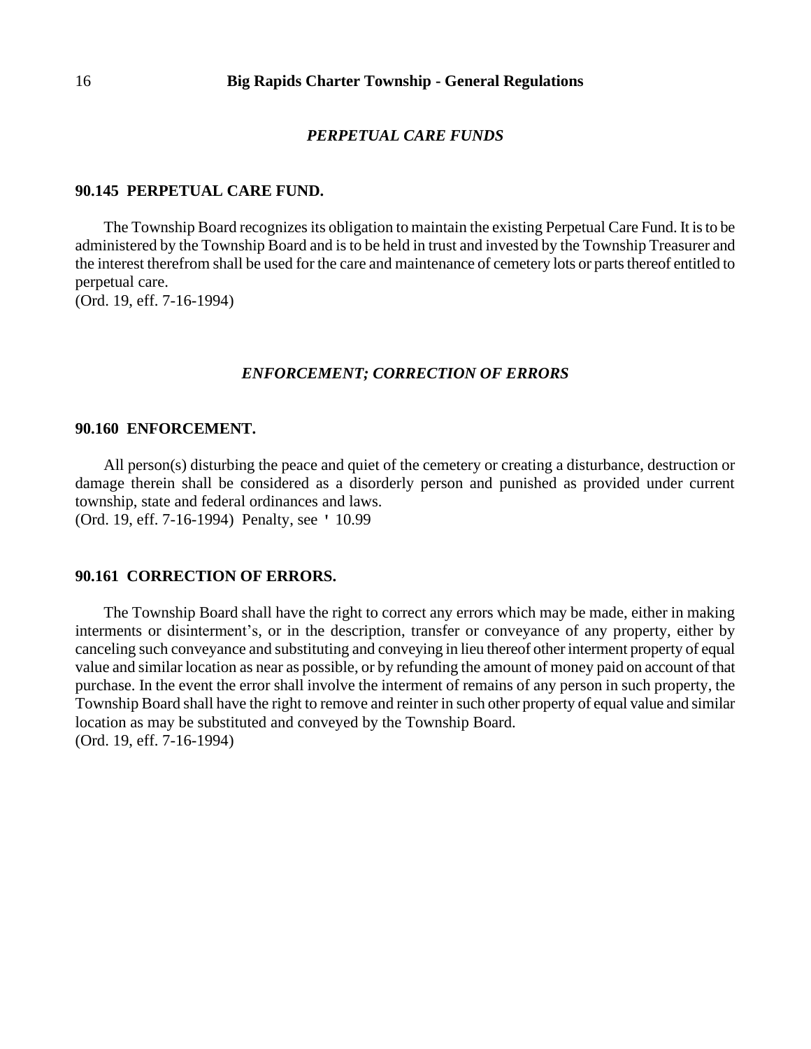### *PERPETUAL CARE FUNDS*

#### 90.145 PERPETUAL CARE FUND.

The Township Board recognizes its obligation to maintain the existing Perpetual Care Fund. It is to be administered by the Township Board and is to be held in trust and invested by the Township Treasurer and the interest therefrom shall be used for the care and maintenance of cemetery lots or parts thereof entitled to perpetual care.
(Ord. 19, eff. 7-16-1994)

### *ENFORCEMENT; CORRECTION OF ERRORS*

#### 90.160 ENFORCEMENT.

All person(s) disturbing the peace and quiet of the cemetery or creating a disturbance, destruction or damage therein shall be considered as a disorderly person and punished as provided under current township, state and federal ordinances and laws.
(Ord. 19, eff. 7-16-1994) Penalty, see ' 10.99

#### 90.161 CORRECTION OF ERRORS.

The Township Board shall have the right to correct any errors which may be made, either in making interments or disinterment's, or in the description, transfer or conveyance of any property, either by canceling such conveyance and substituting and conveying in lieu thereof other interment property of equal value and similar location as near as possible, or by refunding the amount of money paid on account of that purchase. In the event the error shall involve the interment of remains of any person in such property, the Township Board shall have the right to remove and reinter in such other property of equal value and similar location as may be substituted and conveyed by the Township Board.
(Ord. 19, eff. 7-16-1994)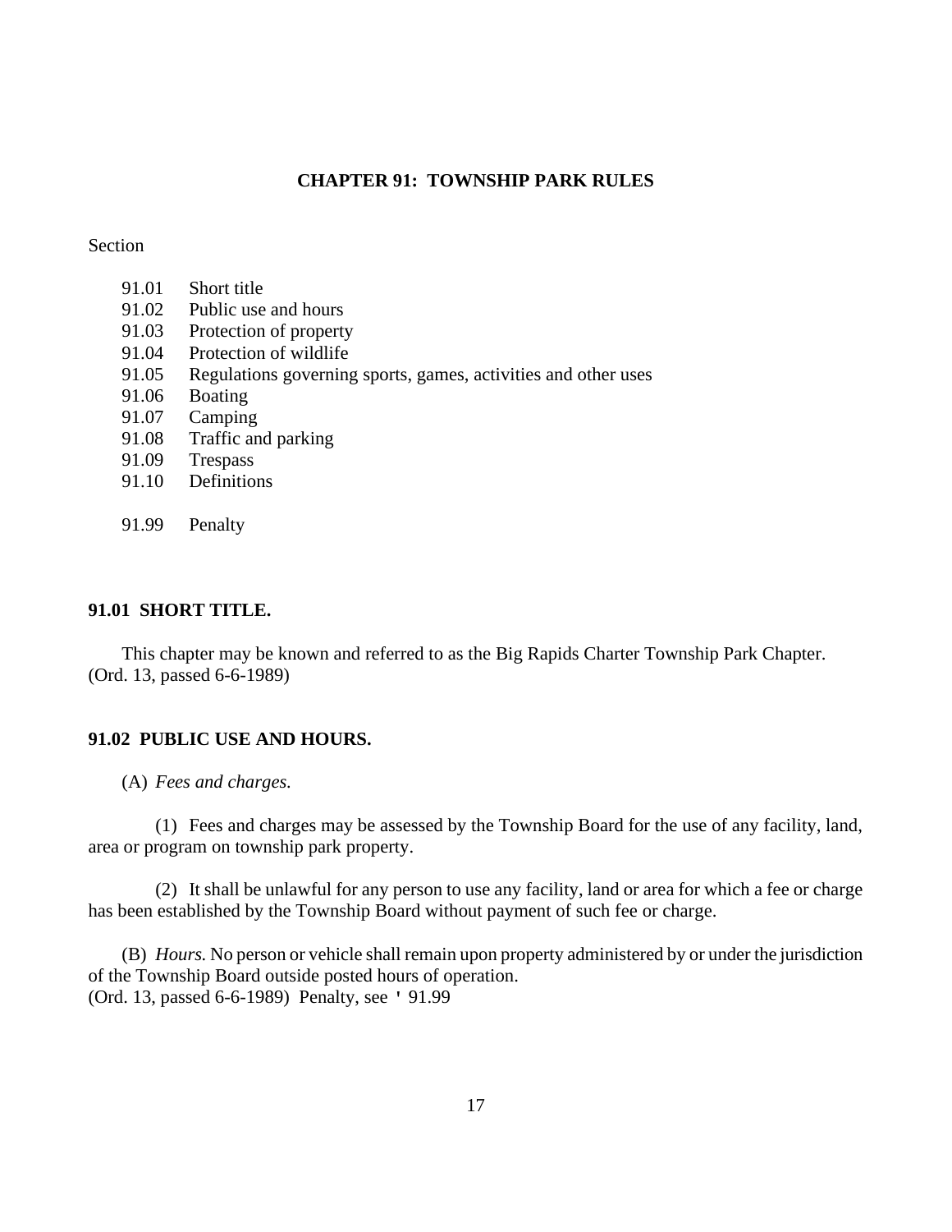# CHAPTER 91: TOWNSHIP PARK RULES

Section

- 91.01 Short title
- 91.02 Public use and hours
- 91.03 Protection of property
- 91.04 Protection of wildlife
- 91.05 Regulations governing sports, games, activities and other uses
- 91.06 Boating
- 91.07 Camping
- 91.08 Traffic and parking
- 91.09 Trespass
- 91.10 Definitions

- 91.99 Penalty

## 91.01 SHORT TITLE.

This chapter may be known and referred to as the Big Rapids Charter Township Park Chapter.
(Ord. 13, passed 6-6-1989)

## 91.02 PUBLIC USE AND HOURS.

(A) *Fees and charges.*

(1) Fees and charges may be assessed by the Township Board for the use of any facility, land, area or program on township park property.

(2) It shall be unlawful for any person to use any facility, land or area for which a fee or charge has been established by the Township Board without payment of such fee or charge.

(B) *Hours.* No person or vehicle shall remain upon property administered by or under the jurisdiction of the Township Board outside posted hours of operation.
(Ord. 13, passed 6-6-1989) Penalty, see ' 91.99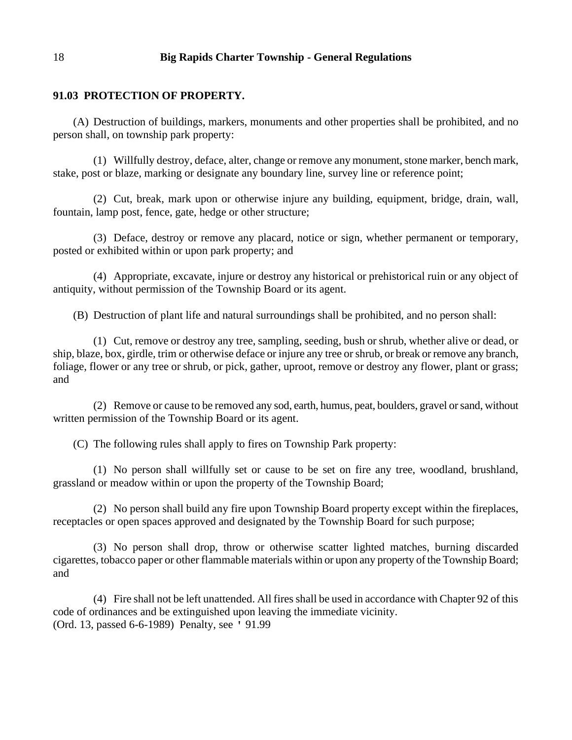### 91.03 PROTECTION OF PROPERTY.

(A) Destruction of buildings, markers, monuments and other properties shall be prohibited, and no person shall, on township park property:

(1) Willfully destroy, deface, alter, change or remove any monument, stone marker, bench mark, stake, post or blaze, marking or designate any boundary line, survey line or reference point;

(2) Cut, break, mark upon or otherwise injure any building, equipment, bridge, drain, wall, fountain, lamp post, fence, gate, hedge or other structure;

(3) Deface, destroy or remove any placard, notice or sign, whether permanent or temporary, posted or exhibited within or upon park property; and

(4) Appropriate, excavate, injure or destroy any historical or prehistorical ruin or any object of antiquity, without permission of the Township Board or its agent.

(B) Destruction of plant life and natural surroundings shall be prohibited, and no person shall:

(1) Cut, remove or destroy any tree, sampling, seeding, bush or shrub, whether alive or dead, or ship, blaze, box, girdle, trim or otherwise deface or injure any tree or shrub, or break or remove any branch, foliage, flower or any tree or shrub, or pick, gather, uproot, remove or destroy any flower, plant or grass; and

(2) Remove or cause to be removed any sod, earth, humus, peat, boulders, gravel or sand, without written permission of the Township Board or its agent.

(C) The following rules shall apply to fires on Township Park property:

(1) No person shall willfully set or cause to be set on fire any tree, woodland, brushland, grassland or meadow within or upon the property of the Township Board;

(2) No person shall build any fire upon Township Board property except within the fireplaces, receptacles or open spaces approved and designated by the Township Board for such purpose;

(3) No person shall drop, throw or otherwise scatter lighted matches, burning discarded cigarettes, tobacco paper or other flammable materials within or upon any property of the Township Board; and

(4) Fire shall not be left unattended. All fires shall be used in accordance with Chapter 92 of this code of ordinances and be extinguished upon leaving the immediate vicinity.
(Ord. 13, passed 6-6-1989) Penalty, see ' 91.99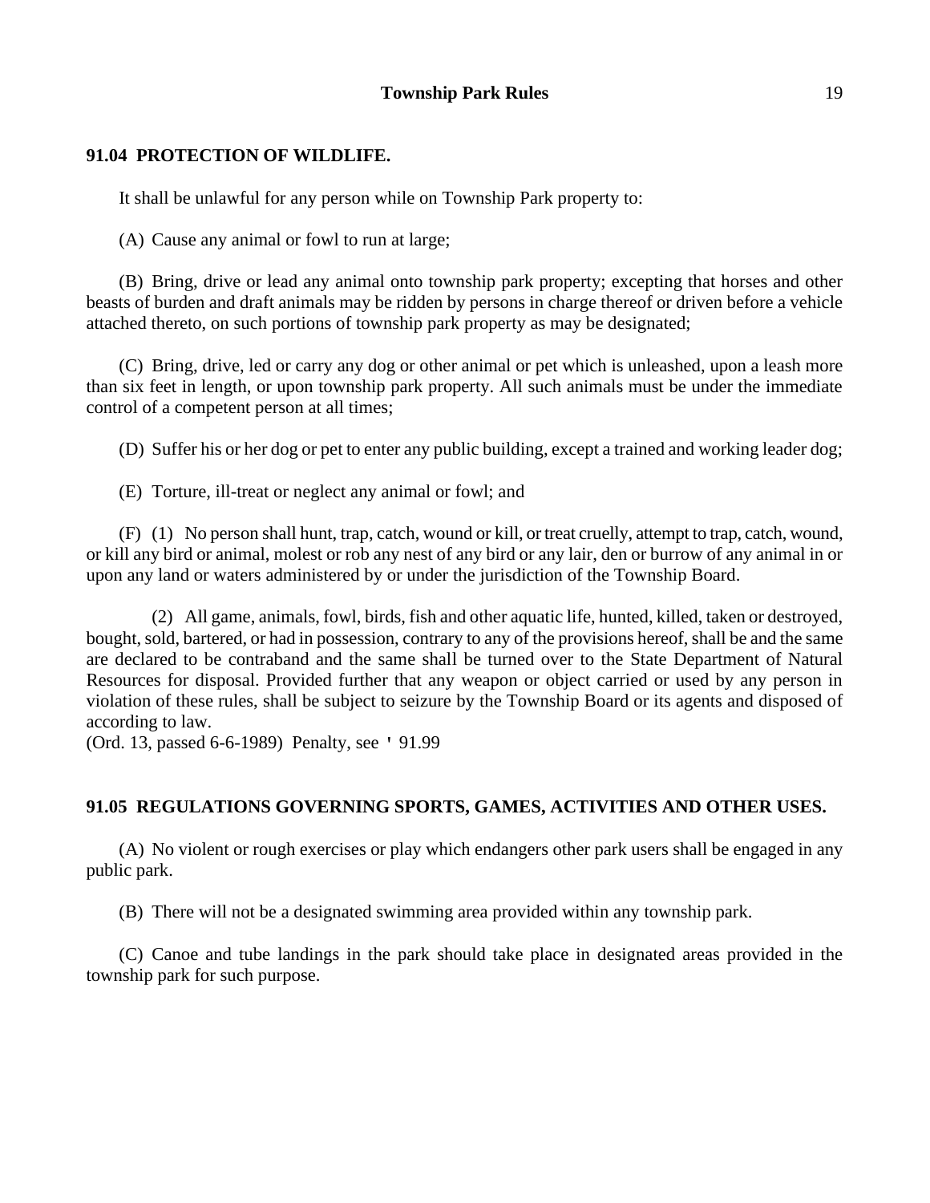## 91.04 PROTECTION OF WILDLIFE.

It shall be unlawful for any person while on Township Park property to:

(A) Cause any animal or fowl to run at large;

(B) Bring, drive or lead any animal onto township park property; excepting that horses and other beasts of burden and draft animals may be ridden by persons in charge thereof or driven before a vehicle attached thereto, on such portions of township park property as may be designated;

(C) Bring, drive, led or carry any dog or other animal or pet which is unleashed, upon a leash more than six feet in length, or upon township park property. All such animals must be under the immediate control of a competent person at all times;

(D) Suffer his or her dog or pet to enter any public building, except a trained and working leader dog;

(E) Torture, ill-treat or neglect any animal or fowl; and

(F) (1) No person shall hunt, trap, catch, wound or kill, or treat cruelly, attempt to trap, catch, wound, or kill any bird or animal, molest or rob any nest of any bird or any lair, den or burrow of any animal in or upon any land or waters administered by or under the jurisdiction of the Township Board.

(2) All game, animals, fowl, birds, fish and other aquatic life, hunted, killed, taken or destroyed, bought, sold, bartered, or had in possession, contrary to any of the provisions hereof, shall be and the same are declared to be contraband and the same shall be turned over to the State Department of Natural Resources for disposal. Provided further that any weapon or object carried or used by any person in violation of these rules, shall be subject to seizure by the Township Board or its agents and disposed of according to law.

(Ord. 13, passed 6-6-1989) Penalty, see ' 91.99

## 91.05 REGULATIONS GOVERNING SPORTS, GAMES, ACTIVITIES AND OTHER USES.

(A) No violent or rough exercises or play which endangers other park users shall be engaged in any public park.

(B) There will not be a designated swimming area provided within any township park.

(C) Canoe and tube landings in the park should take place in designated areas provided in the township park for such purpose.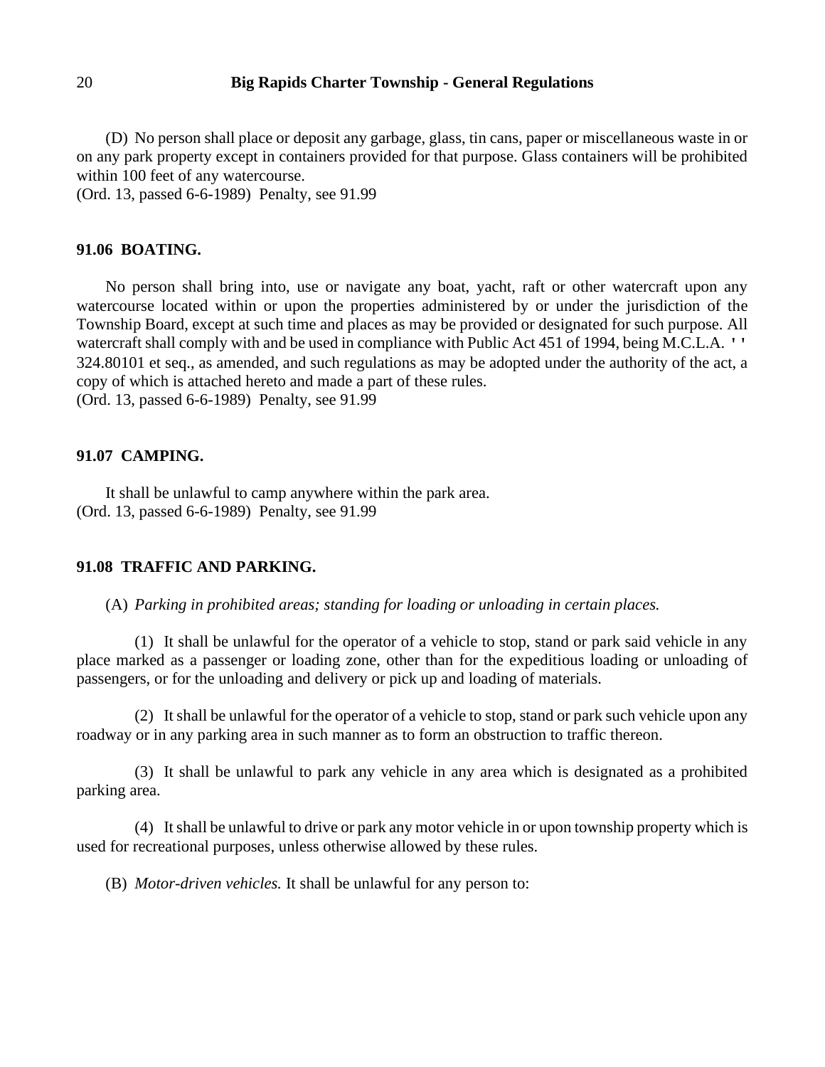(D) No person shall place or deposit any garbage, glass, tin cans, paper or miscellaneous waste in or on any park property except in containers provided for that purpose. Glass containers will be prohibited within 100 feet of any watercourse.
(Ord. 13, passed 6-6-1989) Penalty, see 91.99

### 91.06 BOATING.

No person shall bring into, use or navigate any boat, yacht, raft or other watercraft upon any watercourse located within or upon the properties administered by or under the jurisdiction of the Township Board, except at such time and places as may be provided or designated for such purpose. All watercraft shall comply with and be used in compliance with Public Act 451 of 1994, being M.C.L.A. '' 324.80101 et seq., as amended, and such regulations as may be adopted under the authority of the act, a copy of which is attached hereto and made a part of these rules.
(Ord. 13, passed 6-6-1989) Penalty, see 91.99

### 91.07 CAMPING.

It shall be unlawful to camp anywhere within the park area.
(Ord. 13, passed 6-6-1989) Penalty, see 91.99

### 91.08 TRAFFIC AND PARKING.

(A) *Parking in prohibited areas; standing for loading or unloading in certain places.*

(1) It shall be unlawful for the operator of a vehicle to stop, stand or park said vehicle in any place marked as a passenger or loading zone, other than for the expeditious loading or unloading of passengers, or for the unloading and delivery or pick up and loading of materials.

(2) It shall be unlawful for the operator of a vehicle to stop, stand or park such vehicle upon any roadway or in any parking area in such manner as to form an obstruction to traffic thereon.

(3) It shall be unlawful to park any vehicle in any area which is designated as a prohibited parking area.

(4) It shall be unlawful to drive or park any motor vehicle in or upon township property which is used for recreational purposes, unless otherwise allowed by these rules.

(B) *Motor-driven vehicles.* It shall be unlawful for any person to: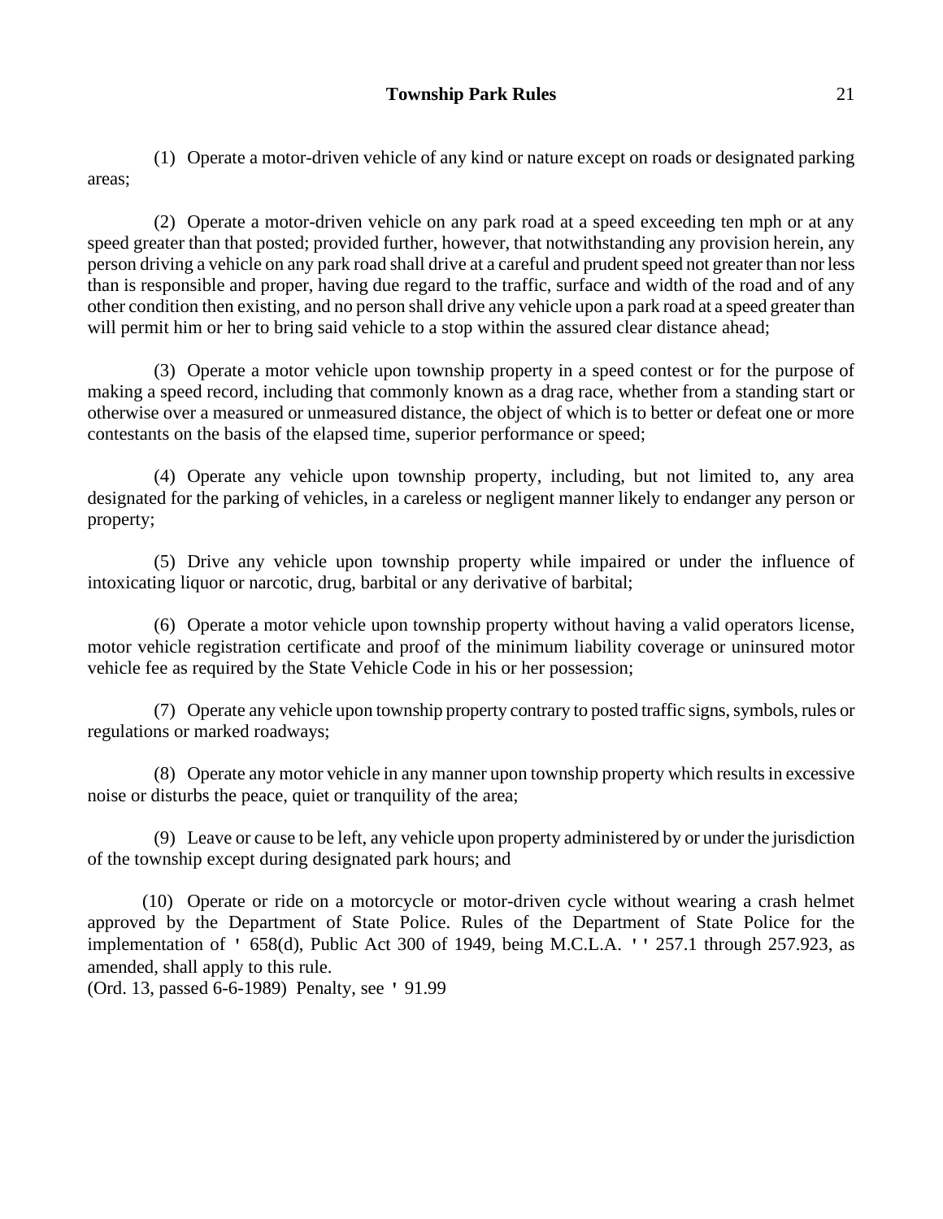(1) Operate a motor-driven vehicle of any kind or nature except on roads or designated parking areas;

(2) Operate a motor-driven vehicle on any park road at a speed exceeding ten mph or at any speed greater than that posted; provided further, however, that notwithstanding any provision herein, any person driving a vehicle on any park road shall drive at a careful and prudent speed not greater than nor less than is responsible and proper, having due regard to the traffic, surface and width of the road and of any other condition then existing, and no person shall drive any vehicle upon a park road at a speed greater than will permit him or her to bring said vehicle to a stop within the assured clear distance ahead;

(3) Operate a motor vehicle upon township property in a speed contest or for the purpose of making a speed record, including that commonly known as a drag race, whether from a standing start or otherwise over a measured or unmeasured distance, the object of which is to better or defeat one or more contestants on the basis of the elapsed time, superior performance or speed;

(4) Operate any vehicle upon township property, including, but not limited to, any area designated for the parking of vehicles, in a careless or negligent manner likely to endanger any person or property;

(5) Drive any vehicle upon township property while impaired or under the influence of intoxicating liquor or narcotic, drug, barbital or any derivative of barbital;

(6) Operate a motor vehicle upon township property without having a valid operators license, motor vehicle registration certificate and proof of the minimum liability coverage or uninsured motor vehicle fee as required by the State Vehicle Code in his or her possession;

(7) Operate any vehicle upon township property contrary to posted traffic signs, symbols, rules or regulations or marked roadways;

(8) Operate any motor vehicle in any manner upon township property which results in excessive noise or disturbs the peace, quiet or tranquility of the area;

(9) Leave or cause to be left, any vehicle upon property administered by or under the jurisdiction of the township except during designated park hours; and

(10) Operate or ride on a motorcycle or motor-driven cycle without wearing a crash helmet approved by the Department of State Police. Rules of the Department of State Police for the implementation of ' 658(d), Public Act 300 of 1949, being M.C.L.A. '' 257.1 through 257.923, as amended, shall apply to this rule.

(Ord. 13, passed 6-6-1989) Penalty, see ' 91.99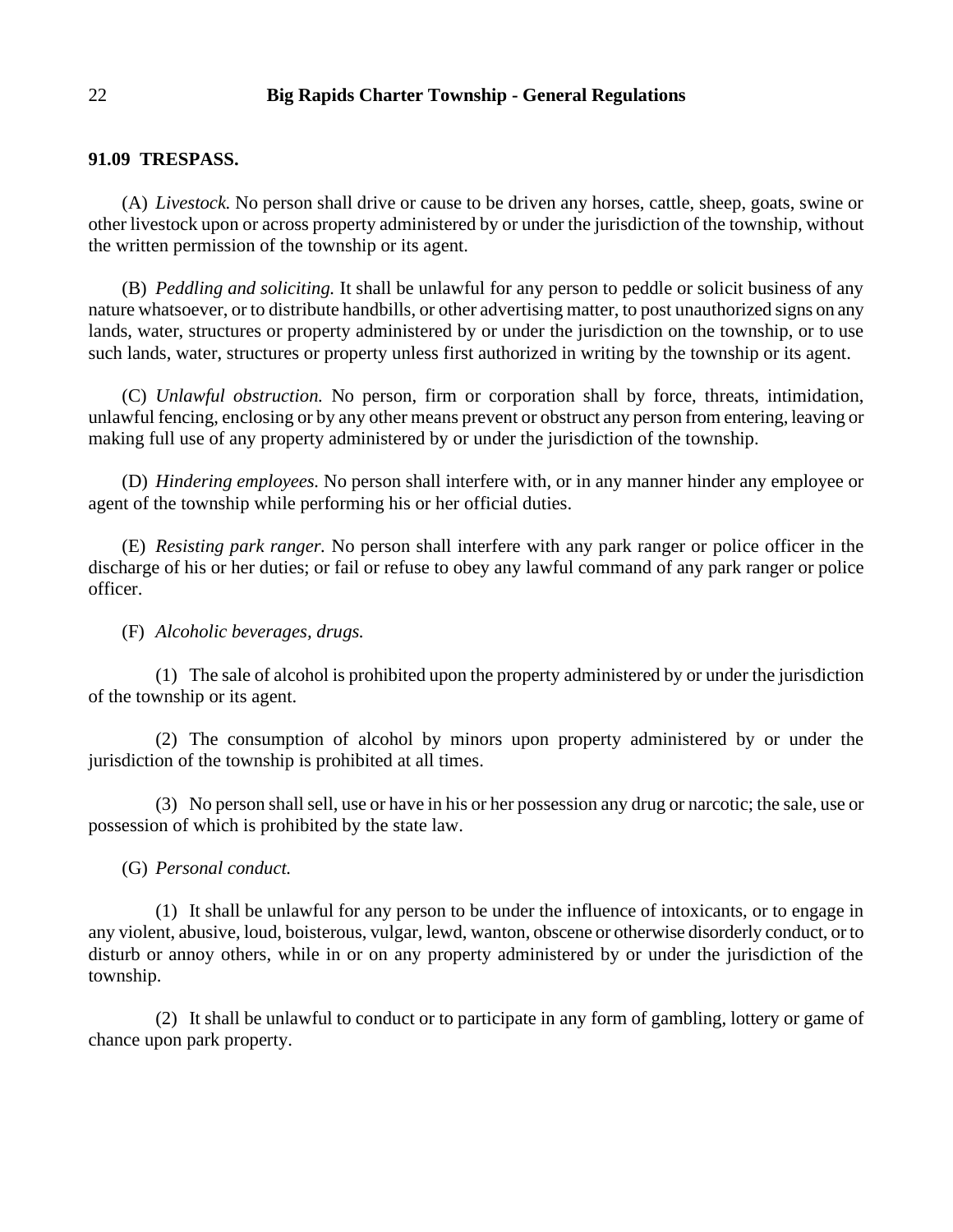**91.09 TRESPASS.**

(A) *Livestock.* No person shall drive or cause to be driven any horses, cattle, sheep, goats, swine or other livestock upon or across property administered by or under the jurisdiction of the township, without the written permission of the township or its agent.

(B) *Peddling and soliciting.* It shall be unlawful for any person to peddle or solicit business of any nature whatsoever, or to distribute handbills, or other advertising matter, to post unauthorized signs on any lands, water, structures or property administered by or under the jurisdiction on the township, or to use such lands, water, structures or property unless first authorized in writing by the township or its agent.

(C) *Unlawful obstruction.* No person, firm or corporation shall by force, threats, intimidation, unlawful fencing, enclosing or by any other means prevent or obstruct any person from entering, leaving or making full use of any property administered by or under the jurisdiction of the township.

(D) *Hindering employees.* No person shall interfere with, or in any manner hinder any employee or agent of the township while performing his or her official duties.

(E) *Resisting park ranger.* No person shall interfere with any park ranger or police officer in the discharge of his or her duties; or fail or refuse to obey any lawful command of any park ranger or police officer.

(F) *Alcoholic beverages, drugs.*

(1) The sale of alcohol is prohibited upon the property administered by or under the jurisdiction of the township or its agent.

(2) The consumption of alcohol by minors upon property administered by or under the jurisdiction of the township is prohibited at all times.

(3) No person shall sell, use or have in his or her possession any drug or narcotic; the sale, use or possession of which is prohibited by the state law.

(G) *Personal conduct.*

(1) It shall be unlawful for any person to be under the influence of intoxicants, or to engage in any violent, abusive, loud, boisterous, vulgar, lewd, wanton, obscene or otherwise disorderly conduct, or to disturb or annoy others, while in or on any property administered by or under the jurisdiction of the township.

(2) It shall be unlawful to conduct or to participate in any form of gambling, lottery or game of chance upon park property.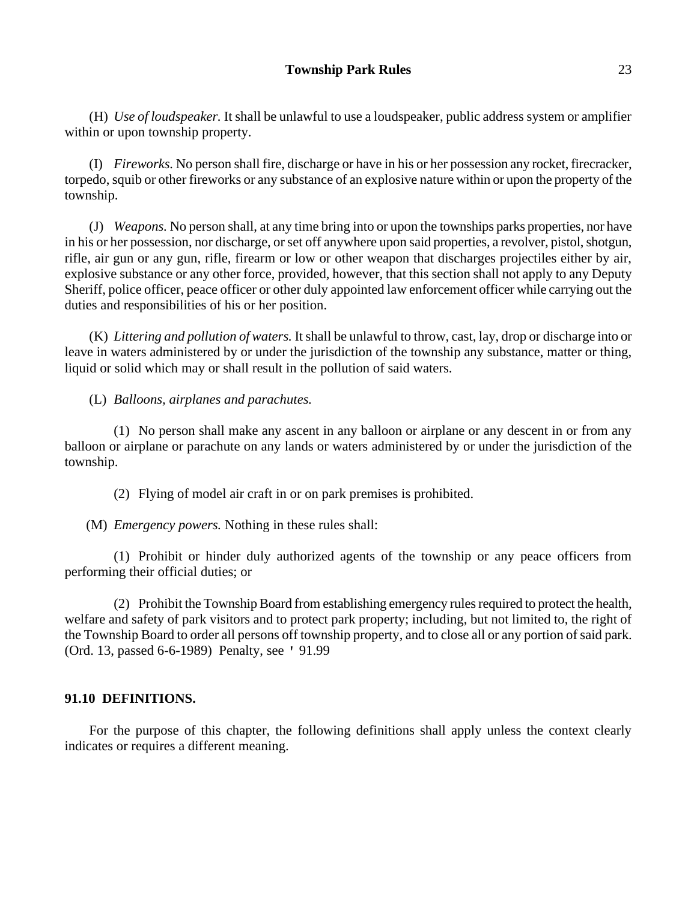(H) *Use of loudspeaker.* It shall be unlawful to use a loudspeaker, public address system or amplifier within or upon township property.

(I) *Fireworks.* No person shall fire, discharge or have in his or her possession any rocket, firecracker, torpedo, squib or other fireworks or any substance of an explosive nature within or upon the property of the township.

(J) *Weapons.* No person shall, at any time bring into or upon the townships parks properties, nor have in his or her possession, nor discharge, or set off anywhere upon said properties, a revolver, pistol, shotgun, rifle, air gun or any gun, rifle, firearm or low or other weapon that discharges projectiles either by air, explosive substance or any other force, provided, however, that this section shall not apply to any Deputy Sheriff, police officer, peace officer or other duly appointed law enforcement officer while carrying out the duties and responsibilities of his or her position.

(K) *Littering and pollution of waters.* It shall be unlawful to throw, cast, lay, drop or discharge into or leave in waters administered by or under the jurisdiction of the township any substance, matter or thing, liquid or solid which may or shall result in the pollution of said waters.

(L) *Balloons, airplanes and parachutes.*

(1) No person shall make any ascent in any balloon or airplane or any descent in or from any balloon or airplane or parachute on any lands or waters administered by or under the jurisdiction of the township.

(2) Flying of model air craft in or on park premises is prohibited.

(M) *Emergency powers.* Nothing in these rules shall:

(1) Prohibit or hinder duly authorized agents of the township or any peace officers from performing their official duties; or

(2) Prohibit the Township Board from establishing emergency rules required to protect the health, welfare and safety of park visitors and to protect park property; including, but not limited to, the right of the Township Board to order all persons off township property, and to close all or any portion of said park. (Ord. 13, passed 6-6-1989) Penalty, see ' 91.99

**91.10 DEFINITIONS.**

For the purpose of this chapter, the following definitions shall apply unless the context clearly indicates or requires a different meaning.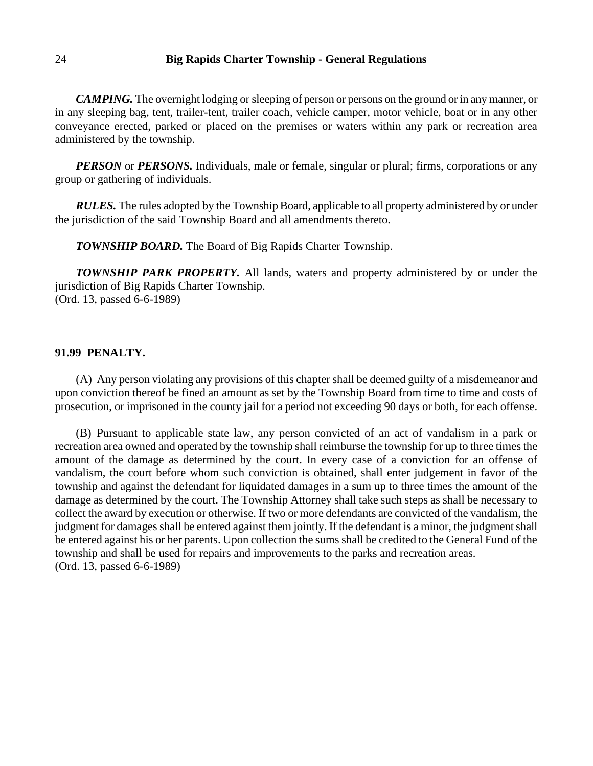***CAMPING.*** The overnight lodging or sleeping of person or persons on the ground or in any manner, or in any sleeping bag, tent, trailer-tent, trailer coach, vehicle camper, motor vehicle, boat or in any other conveyance erected, parked or placed on the premises or waters within any park or recreation area administered by the township.

***PERSON*** or ***PERSONS.*** Individuals, male or female, singular or plural; firms, corporations or any group or gathering of individuals.

***RULES.*** The rules adopted by the Township Board, applicable to all property administered by or under the jurisdiction of the said Township Board and all amendments thereto.

***TOWNSHIP BOARD.*** The Board of Big Rapids Charter Township.

***TOWNSHIP PARK PROPERTY.*** All lands, waters and property administered by or under the jurisdiction of Big Rapids Charter Township.
(Ord. 13, passed 6-6-1989)

## 91.99 PENALTY.

(A) Any person violating any provisions of this chapter shall be deemed guilty of a misdemeanor and upon conviction thereof be fined an amount as set by the Township Board from time to time and costs of prosecution, or imprisoned in the county jail for a period not exceeding 90 days or both, for each offense.

(B) Pursuant to applicable state law, any person convicted of an act of vandalism in a park or recreation area owned and operated by the township shall reimburse the township for up to three times the amount of the damage as determined by the court. In every case of a conviction for an offense of vandalism, the court before whom such conviction is obtained, shall enter judgement in favor of the township and against the defendant for liquidated damages in a sum up to three times the amount of the damage as determined by the court. The Township Attorney shall take such steps as shall be necessary to collect the award by execution or otherwise. If two or more defendants are convicted of the vandalism, the judgment for damages shall be entered against them jointly. If the defendant is a minor, the judgment shall be entered against his or her parents. Upon collection the sums shall be credited to the General Fund of the township and shall be used for repairs and improvements to the parks and recreation areas.
(Ord. 13, passed 6-6-1989)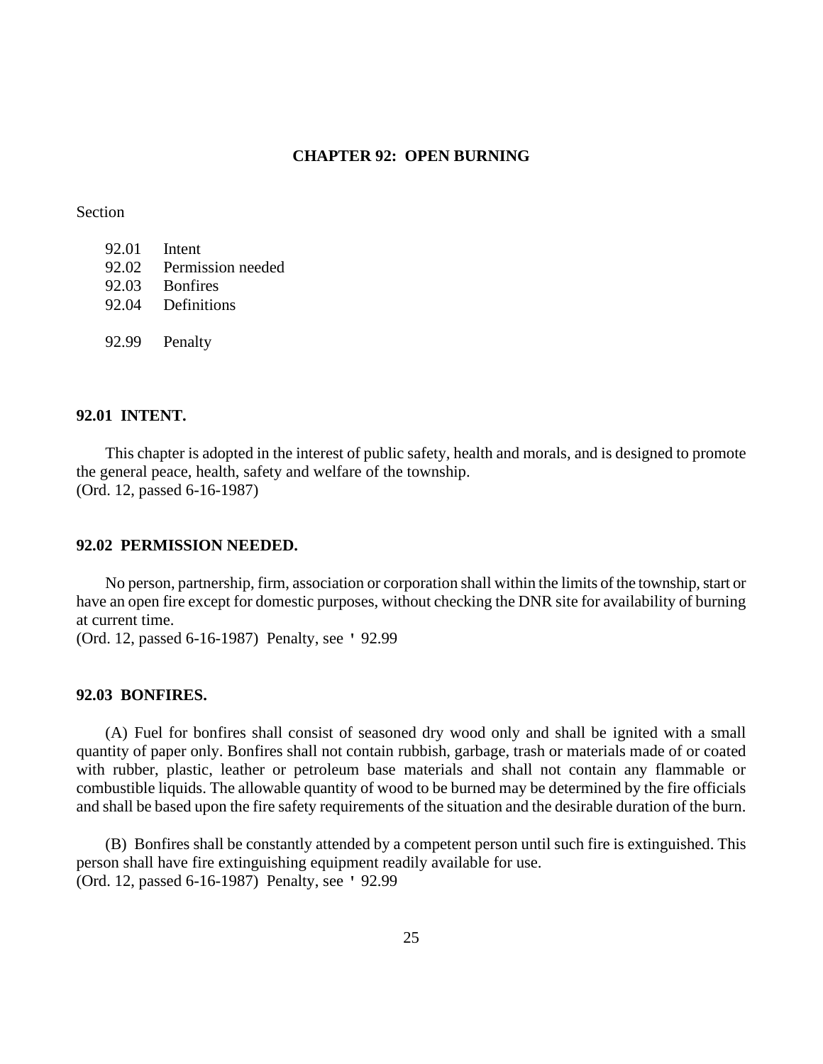# CHAPTER 92: OPEN BURNING

Section

92.01 Intent
92.02 Permission needed
92.03 Bonfires
92.04 Definitions

92.99 Penalty

## 92.01 INTENT.

This chapter is adopted in the interest of public safety, health and morals, and is designed to promote the general peace, health, safety and welfare of the township.
(Ord. 12, passed 6-16-1987)

## 92.02 PERMISSION NEEDED.

No person, partnership, firm, association or corporation shall within the limits of the township, start or have an open fire except for domestic purposes, without checking the DNR site for availability of burning at current time.
(Ord. 12, passed 6-16-1987) Penalty, see ' 92.99

## 92.03 BONFIRES.

(A) Fuel for bonfires shall consist of seasoned dry wood only and shall be ignited with a small quantity of paper only. Bonfires shall not contain rubbish, garbage, trash or materials made of or coated with rubber, plastic, leather or petroleum base materials and shall not contain any flammable or combustible liquids. The allowable quantity of wood to be burned may be determined by the fire officials and shall be based upon the fire safety requirements of the situation and the desirable duration of the burn.

(B) Bonfires shall be constantly attended by a competent person until such fire is extinguished. This person shall have fire extinguishing equipment readily available for use.
(Ord. 12, passed 6-16-1987) Penalty, see ' 92.99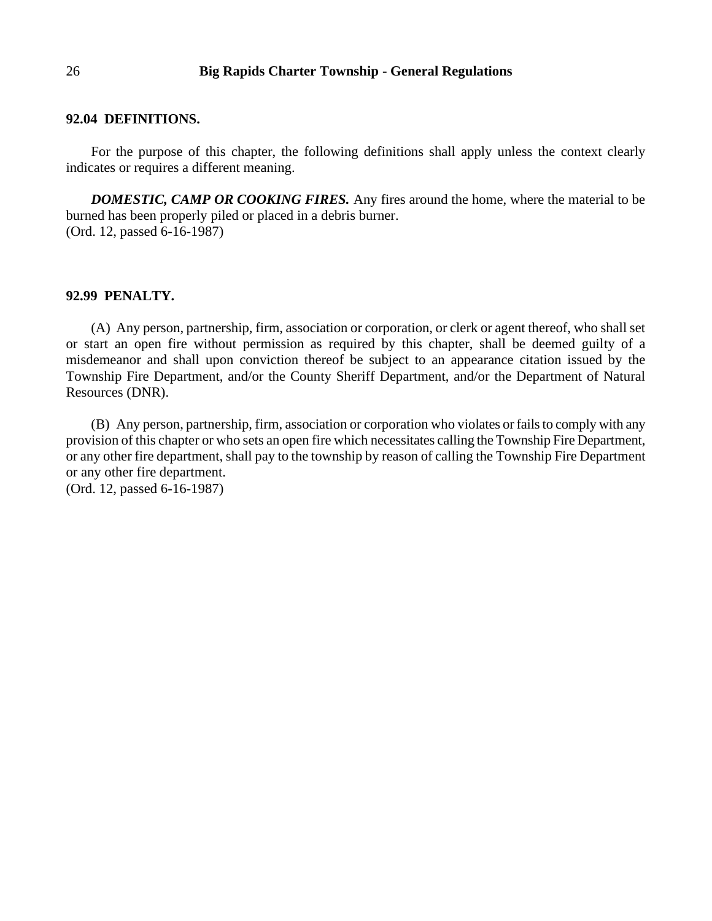## 92.04 DEFINITIONS.

For the purpose of this chapter, the following definitions shall apply unless the context clearly indicates or requires a different meaning.

***DOMESTIC, CAMP OR COOKING FIRES.*** Any fires around the home, where the material to be burned has been properly piled or placed in a debris burner.
(Ord. 12, passed 6-16-1987)

## 92.99 PENALTY.

(A) Any person, partnership, firm, association or corporation, or clerk or agent thereof, who shall set or start an open fire without permission as required by this chapter, shall be deemed guilty of a misdemeanor and shall upon conviction thereof be subject to an appearance citation issued by the Township Fire Department, and/or the County Sheriff Department, and/or the Department of Natural Resources (DNR).

(B) Any person, partnership, firm, association or corporation who violates or fails to comply with any provision of this chapter or who sets an open fire which necessitates calling the Township Fire Department, or any other fire department, shall pay to the township by reason of calling the Township Fire Department or any other fire department.
(Ord. 12, passed 6-16-1987)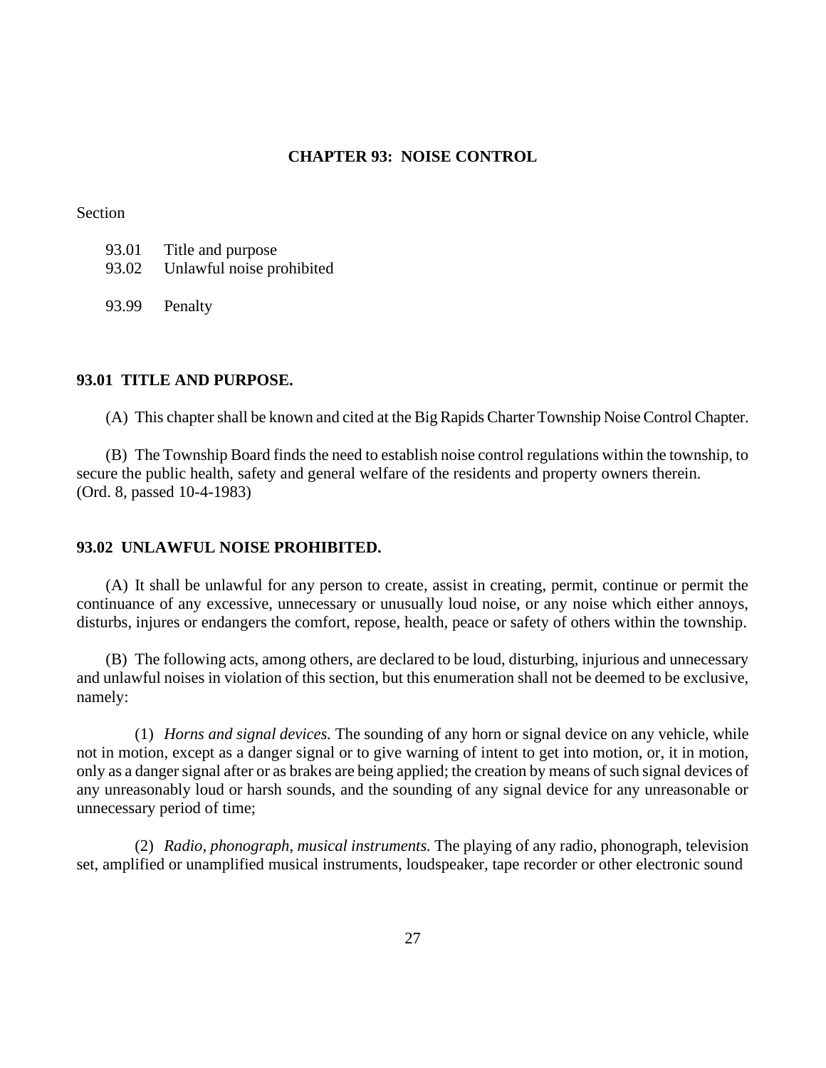## CHAPTER 93: NOISE CONTROL

Section

93.01 Title and purpose
93.02 Unlawful noise prohibited

93.99 Penalty

### 93.01 TITLE AND PURPOSE.

(A) This chapter shall be known and cited at the Big Rapids Charter Township Noise Control Chapter.

(B) The Township Board finds the need to establish noise control regulations within the township, to secure the public health, safety and general welfare of the residents and property owners therein.
(Ord. 8, passed 10-4-1983)

### 93.02 UNLAWFUL NOISE PROHIBITED.

(A) It shall be unlawful for any person to create, assist in creating, permit, continue or permit the continuance of any excessive, unnecessary or unusually loud noise, or any noise which either annoys, disturbs, injures or endangers the comfort, repose, health, peace or safety of others within the township.

(B) The following acts, among others, are declared to be loud, disturbing, injurious and unnecessary and unlawful noises in violation of this section, but this enumeration shall not be deemed to be exclusive, namely:

(1) *Horns and signal devices.* The sounding of any horn or signal device on any vehicle, while not in motion, except as a danger signal or to give warning of intent to get into motion, or, it in motion, only as a danger signal after or as brakes are being applied; the creation by means of such signal devices of any unreasonably loud or harsh sounds, and the sounding of any signal device for any unreasonable or unnecessary period of time;

(2) *Radio, phonograph, musical instruments.* The playing of any radio, phonograph, television set, amplified or unamplified musical instruments, loudspeaker, tape recorder or other electronic sound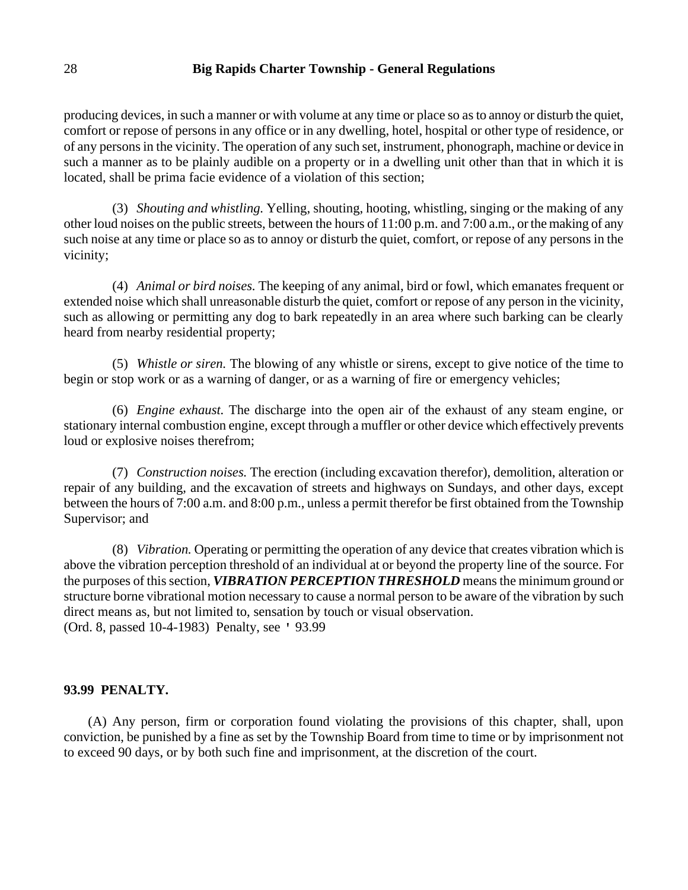producing devices, in such a manner or with volume at any time or place so as to annoy or disturb the quiet, comfort or repose of persons in any office or in any dwelling, hotel, hospital or other type of residence, or of any persons in the vicinity. The operation of any such set, instrument, phonograph, machine or device in such a manner as to be plainly audible on a property or in a dwelling unit other than that in which it is located, shall be prima facie evidence of a violation of this section;

(3) *Shouting and whistling.* Yelling, shouting, hooting, whistling, singing or the making of any other loud noises on the public streets, between the hours of 11:00 p.m. and 7:00 a.m., or the making of any such noise at any time or place so as to annoy or disturb the quiet, comfort, or repose of any persons in the vicinity;

(4) *Animal or bird noises.* The keeping of any animal, bird or fowl, which emanates frequent or extended noise which shall unreasonable disturb the quiet, comfort or repose of any person in the vicinity, such as allowing or permitting any dog to bark repeatedly in an area where such barking can be clearly heard from nearby residential property;

(5) *Whistle or siren.* The blowing of any whistle or sirens, except to give notice of the time to begin or stop work or as a warning of danger, or as a warning of fire or emergency vehicles;

(6) *Engine exhaust.* The discharge into the open air of the exhaust of any steam engine, or stationary internal combustion engine, except through a muffler or other device which effectively prevents loud or explosive noises therefrom;

(7) *Construction noises.* The erection (including excavation therefor), demolition, alteration or repair of any building, and the excavation of streets and highways on Sundays, and other days, except between the hours of 7:00 a.m. and 8:00 p.m., unless a permit therefor be first obtained from the Township Supervisor; and

(8) *Vibration.* Operating or permitting the operation of any device that creates vibration which is above the vibration perception threshold of an individual at or beyond the property line of the source. For the purposes of this section, ***VIBRATION PERCEPTION THRESHOLD*** means the minimum ground or structure borne vibrational motion necessary to cause a normal person to be aware of the vibration by such direct means as, but not limited to, sensation by touch or visual observation.
(Ord. 8, passed 10-4-1983) Penalty, see ' 93.99

**93.99 PENALTY.**

(A) Any person, firm or corporation found violating the provisions of this chapter, shall, upon conviction, be punished by a fine as set by the Township Board from time to time or by imprisonment not to exceed 90 days, or by both such fine and imprisonment, at the discretion of the court.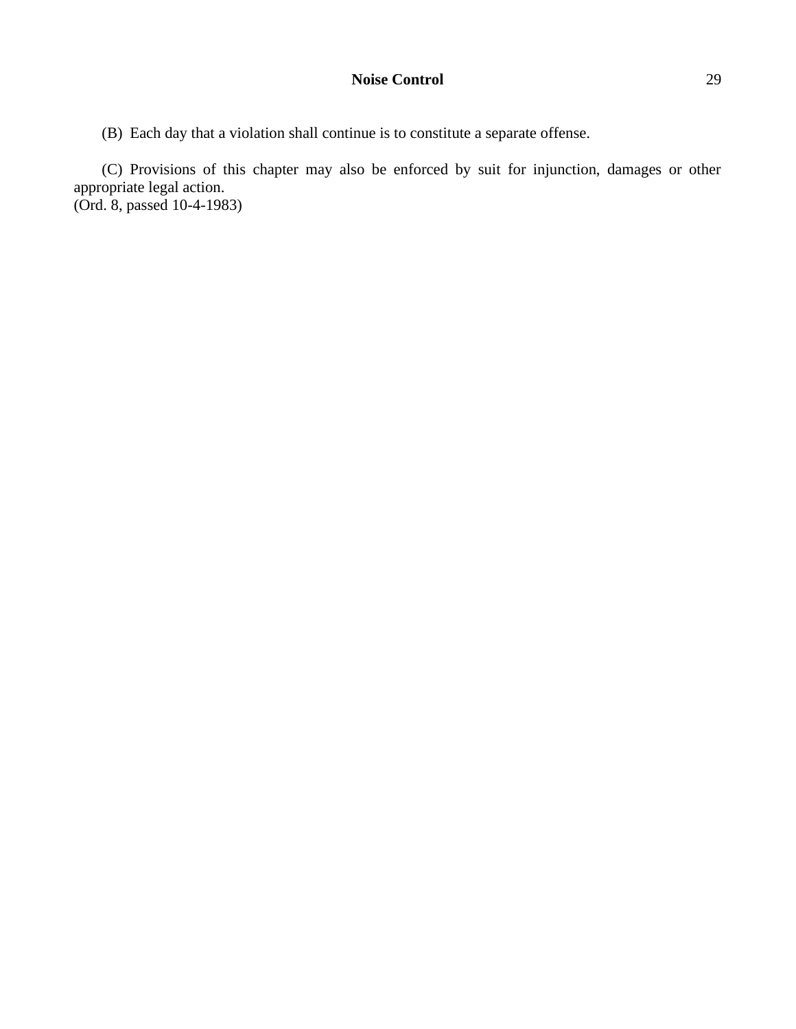(B) Each day that a violation shall continue is to constitute a separate offense.

(C) Provisions of this chapter may also be enforced by suit for injunction, damages or other appropriate legal action.
(Ord. 8, passed 10-4-1983)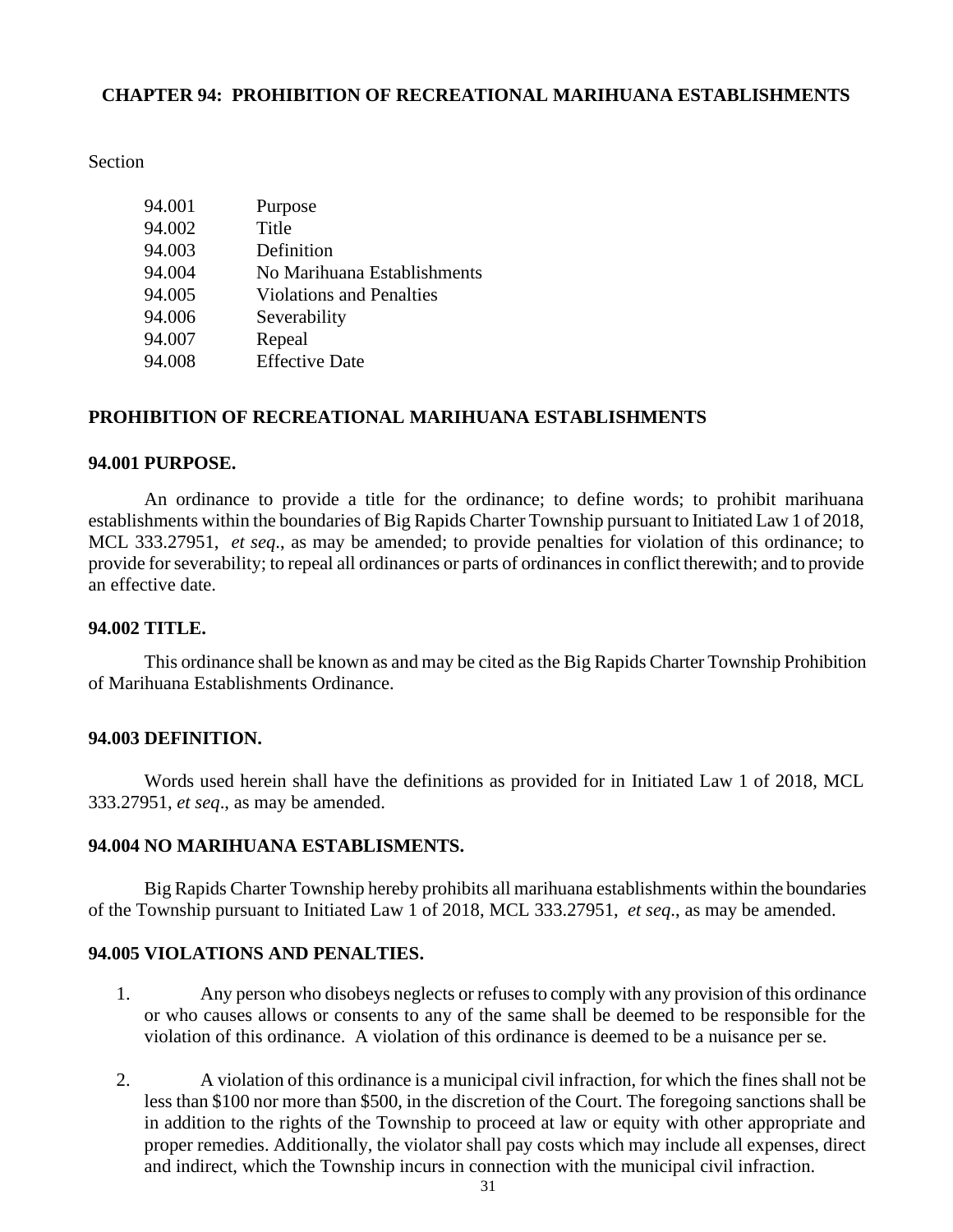## CHAPTER 94: PROHIBITION OF RECREATIONAL MARIHUANA ESTABLISHMENTS

Section

| | |
|---|---|
| 94.001 | Purpose |
| 94.002 | Title |
| 94.003 | Definition |
| 94.004 | No Marihuana Establishments |
| 94.005 | Violations and Penalties |
| 94.006 | Severability |
| 94.007 | Repeal |
| 94.008 | Effective Date |

### PROHIBITION OF RECREATIONAL MARIHUANA ESTABLISHMENTS

**94.001 PURPOSE.**

An ordinance to provide a title for the ordinance; to define words; to prohibit marihuana establishments within the boundaries of Big Rapids Charter Township pursuant to Initiated Law 1 of 2018, MCL 333.27951, *et seq*., as may be amended; to provide penalties for violation of this ordinance; to provide for severability; to repeal all ordinances or parts of ordinances in conflict therewith; and to provide an effective date.

**94.002 TITLE.**

This ordinance shall be known as and may be cited as the Big Rapids Charter Township Prohibition of Marihuana Establishments Ordinance.

**94.003 DEFINITION.**

Words used herein shall have the definitions as provided for in Initiated Law 1 of 2018, MCL 333.27951, *et seq*., as may be amended.

**94.004 NO MARIHUANA ESTABLISMENTS.**

Big Rapids Charter Township hereby prohibits all marihuana establishments within the boundaries of the Township pursuant to Initiated Law 1 of 2018, MCL 333.27951, *et seq*., as may be amended.

**94.005 VIOLATIONS AND PENALTIES.**

1. Any person who disobeys neglects or refuses to comply with any provision of this ordinance or who causes allows or consents to any of the same shall be deemed to be responsible for the violation of this ordinance. A violation of this ordinance is deemed to be a nuisance per se.

2. A violation of this ordinance is a municipal civil infraction, for which the fines shall not be less than $100 nor more than $500, in the discretion of the Court. The foregoing sanctions shall be in addition to the rights of the Township to proceed at law or equity with other appropriate and proper remedies. Additionally, the violator shall pay costs which may include all expenses, direct and indirect, which the Township incurs in connection with the municipal civil infraction.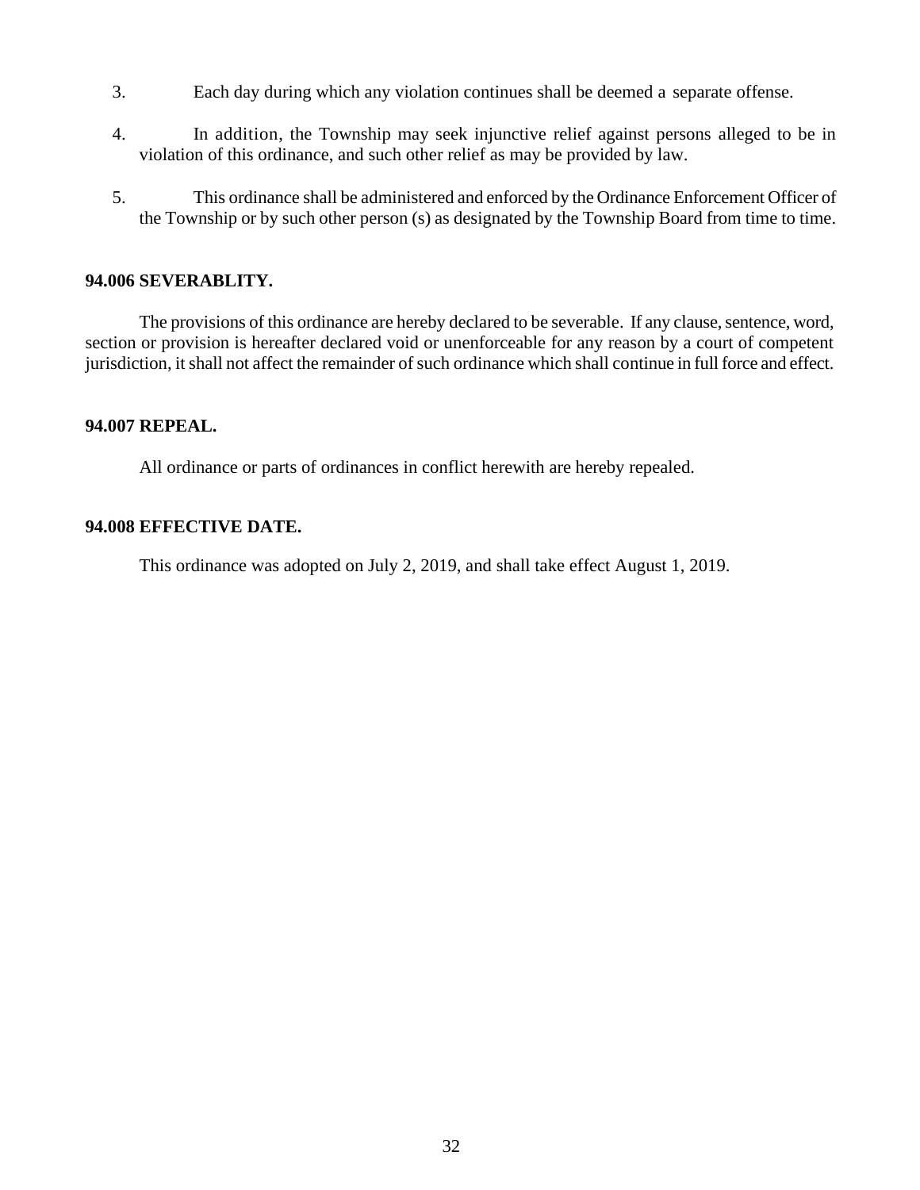3. Each day during which any violation continues shall be deemed a separate offense.

4. In addition, the Township may seek injunctive relief against persons alleged to be in violation of this ordinance, and such other relief as may be provided by law.

5. This ordinance shall be administered and enforced by the Ordinance Enforcement Officer of the Township or by such other person (s) as designated by the Township Board from time to time.

**94.006 SEVERABLITY.**

The provisions of this ordinance are hereby declared to be severable. If any clause, sentence, word, section or provision is hereafter declared void or unenforceable for any reason by a court of competent jurisdiction, it shall not affect the remainder of such ordinance which shall continue in full force and effect.

**94.007 REPEAL.**

All ordinance or parts of ordinances in conflict herewith are hereby repealed.

**94.008 EFFECTIVE DATE.**

This ordinance was adopted on July 2, 2019, and shall take effect August 1, 2019.